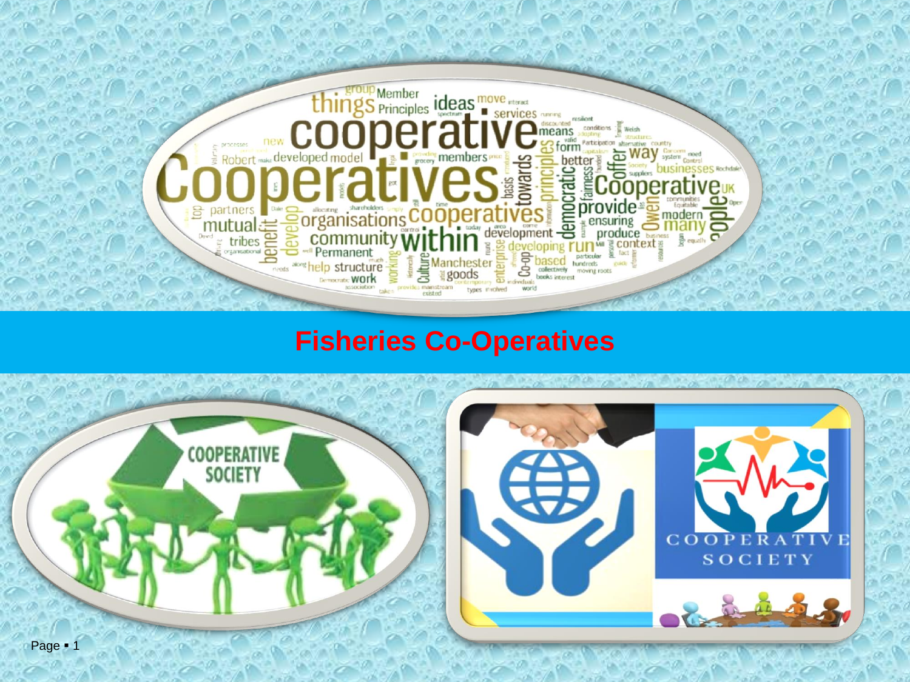# Fisheries Co-Operatives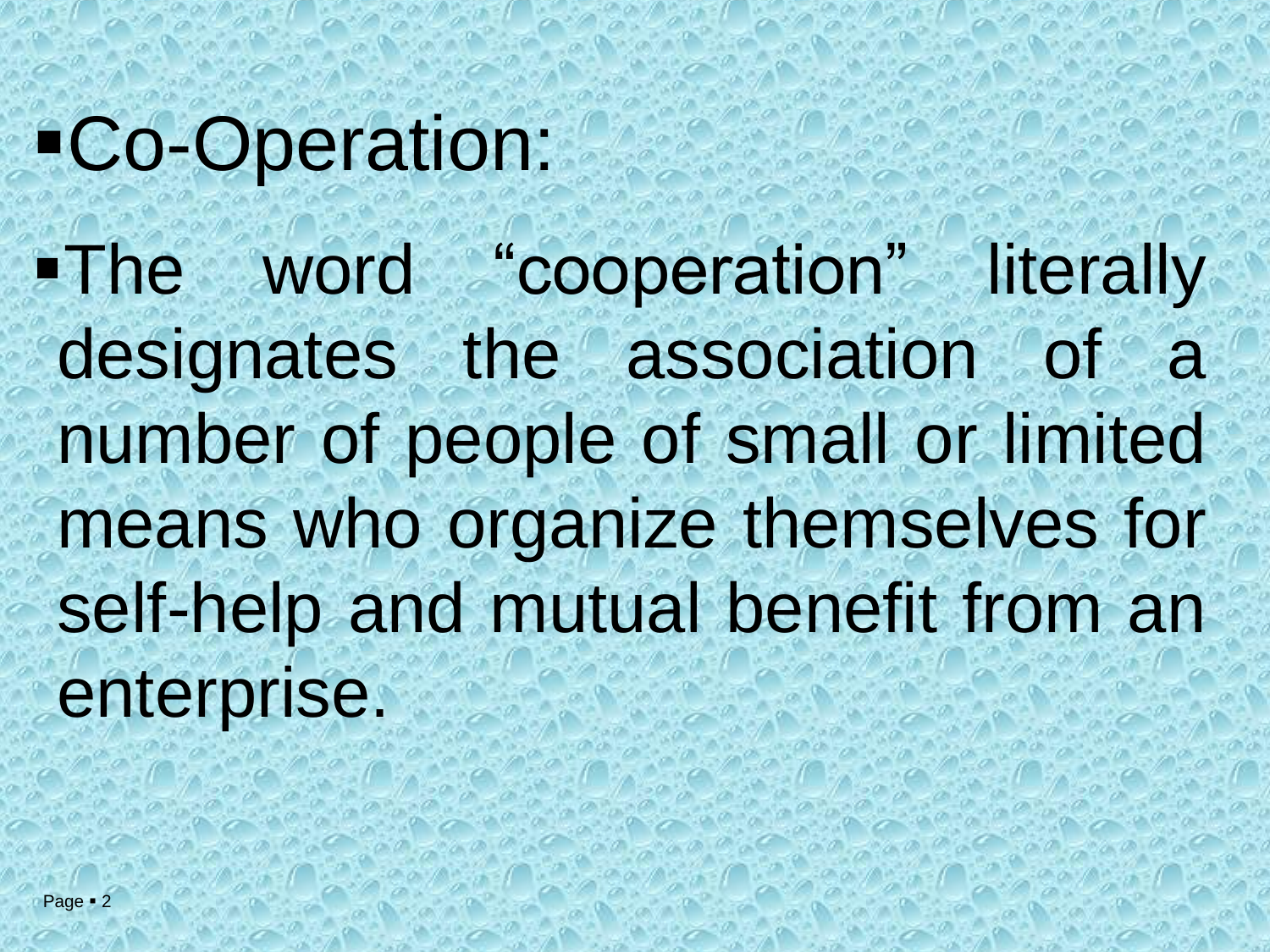- Co-Operation:
- The word “cooperation” literally designates the association of a number of people of small or limited means who organize themselves for self-help and mutual benefit from an enterprise.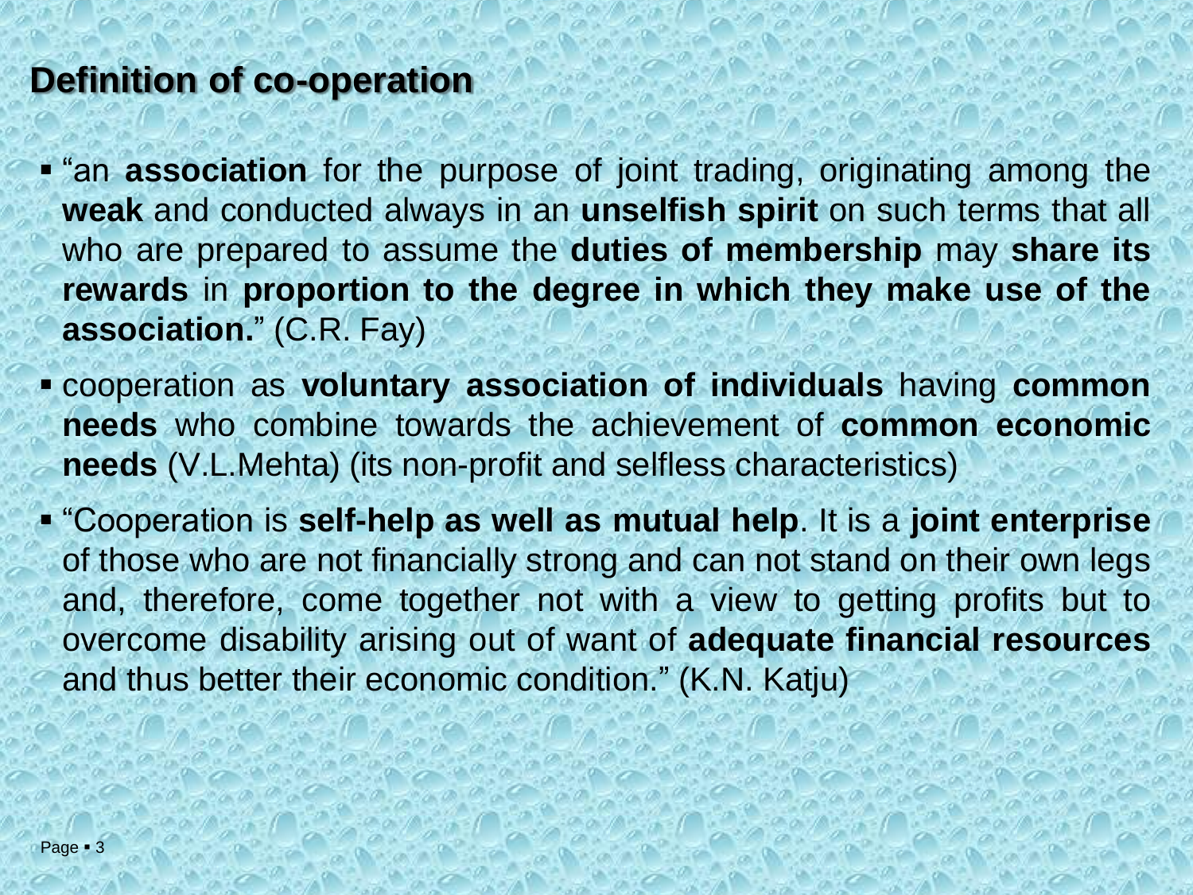## Definition of co-operation

- "an **association** for the purpose of joint trading, originating among the **weak** and conducted always in an **unselfish spirit** on such terms that all who are prepared to assume the **duties of membership** may **share its rewards** in **proportion to the degree in which they make use of the association.**" (C.R. Fay)
- cooperation as **voluntary association of individuals** having **common needs** who combine towards the achievement of **common economic needs** (V.L.Mehta) (its non-profit and selfless characteristics)
- "Cooperation is **self-help as well as mutual help**. It is a **joint enterprise** of those who are not financially strong and can not stand on their own legs and, therefore, come together not with a view to getting profits but to overcome disability arising out of want of **adequate financial resources** and thus better their economic condition." (K.N. Katju)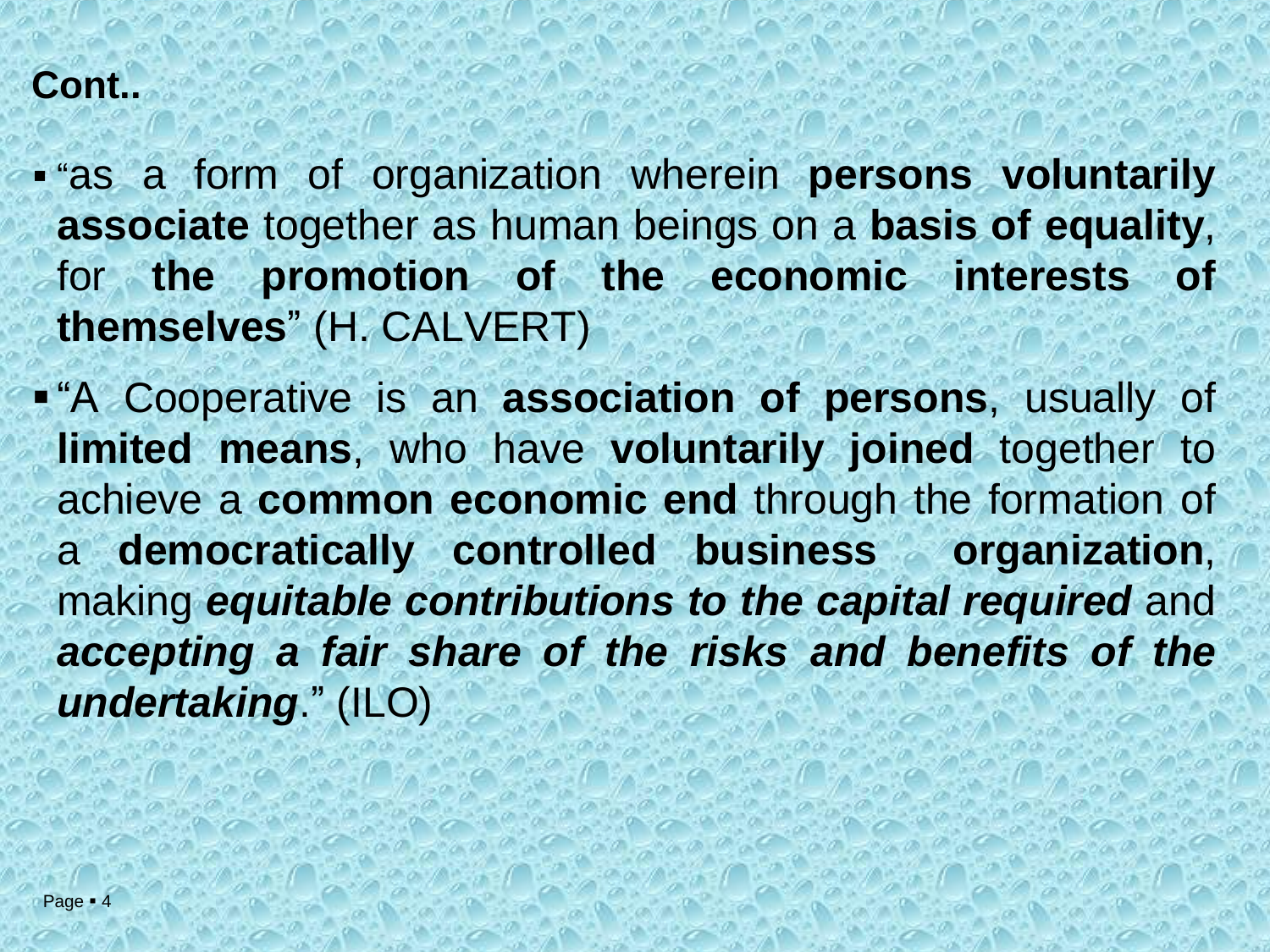**Cont..**

- "as a form of organization wherein **persons voluntarily associate** together as human beings on a **basis of equality**, for **the promotion of the economic interests of themselves**" (H. CALVERT)
- "A Cooperative is an **association of persons**, usually of **limited means**, who have **voluntarily joined** together to achieve a **common economic end** through the formation of a **democratically controlled business organization**, making ***equitable contributions to the capital required*** and ***accepting a fair share of the risks and benefits of the undertaking***." (ILO)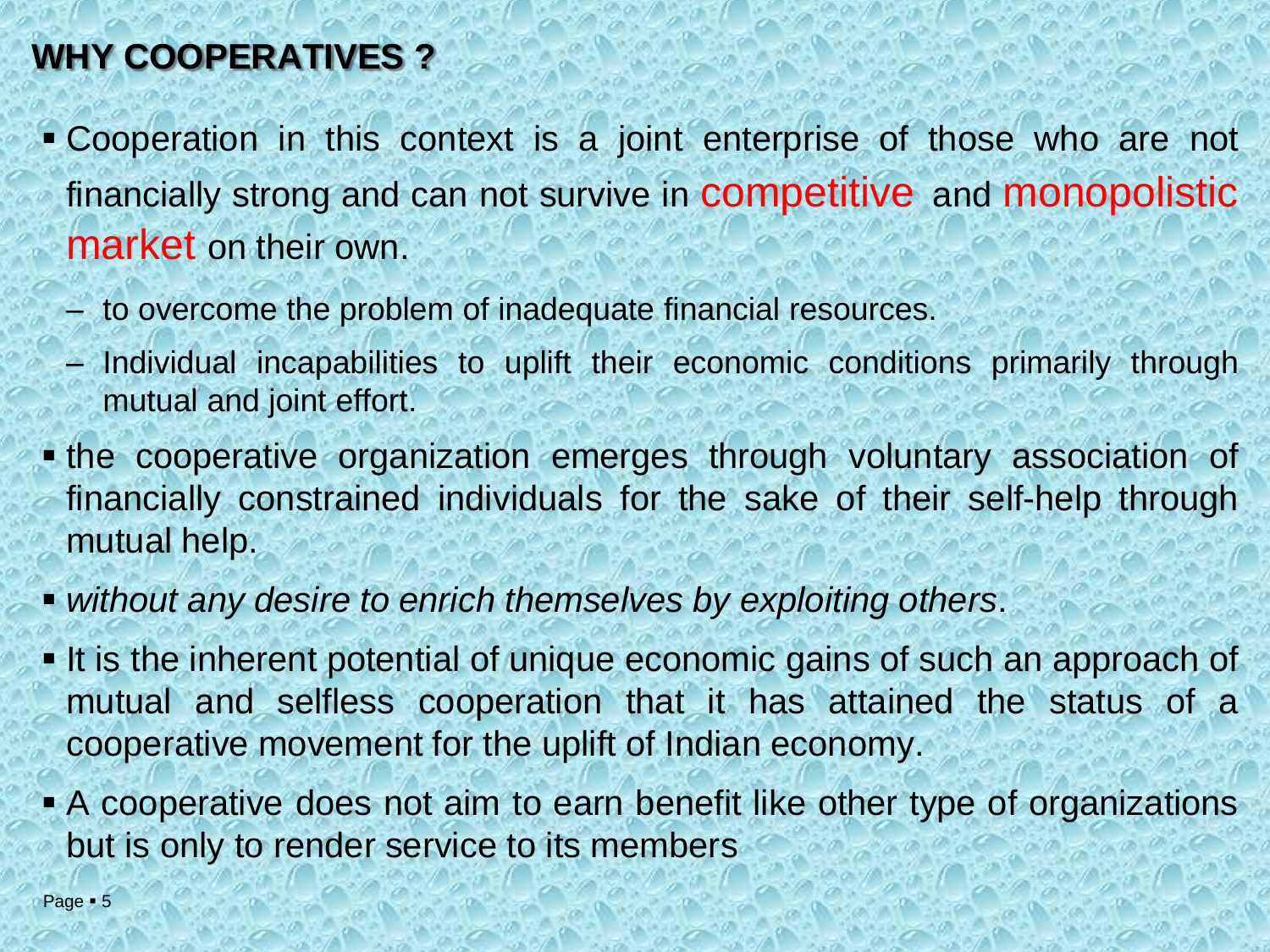## WHY COOPERATIVES ?

- Cooperation in this context is a joint enterprise of those who are not financially strong and can not survive in competitive and monopolistic market on their own.
  - to overcome the problem of inadequate financial resources.
  - Individual incapabilities to uplift their economic conditions primarily through mutual and joint effort.
- the cooperative organization emerges through voluntary association of financially constrained individuals for the sake of their self-help through mutual help.
- *without any desire to enrich themselves by exploiting others*.
- It is the inherent potential of unique economic gains of such an approach of mutual and selfless cooperation that it has attained the status of a cooperative movement for the uplift of Indian economy.
- A cooperative does not aim to earn benefit like other type of organizations but is only to render service to its members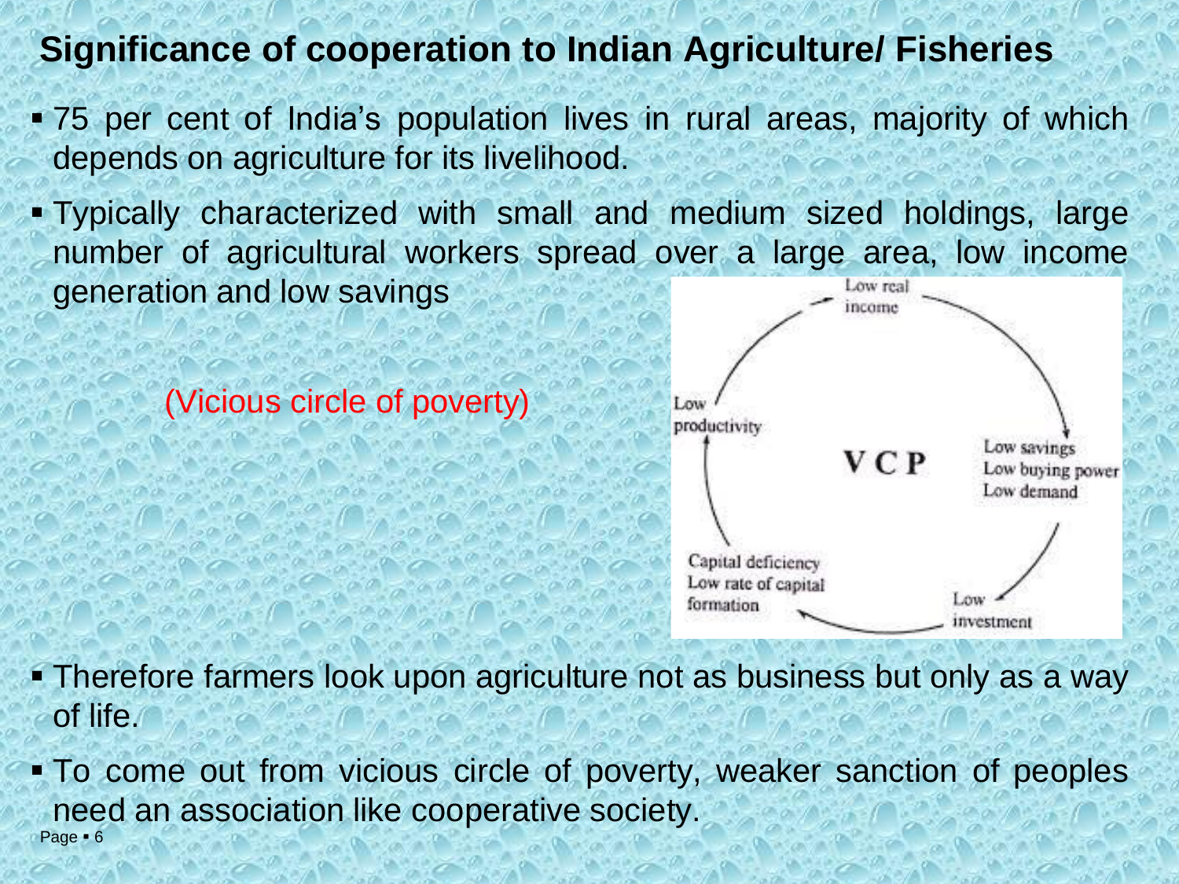## Significance of cooperation to Indian Agriculture/ Fisheries

- 75 per cent of India's population lives in rural areas, majority of which depends on agriculture for its livelihood.
- Typically characterized with small and medium sized holdings, large number of agricultural workers spread over a large area, low income generation and low savings

(Vicious circle of poverty)

VCP

Low real income → Low savings, Low buying power, Low demand → Low investment → Capital deficiency, Low rate of capital formation → Low productivity → Low real income

- Therefore farmers look upon agriculture not as business but only as a way of life.
- To come out from vicious circle of poverty, weaker sanction of peoples need an association like cooperative society.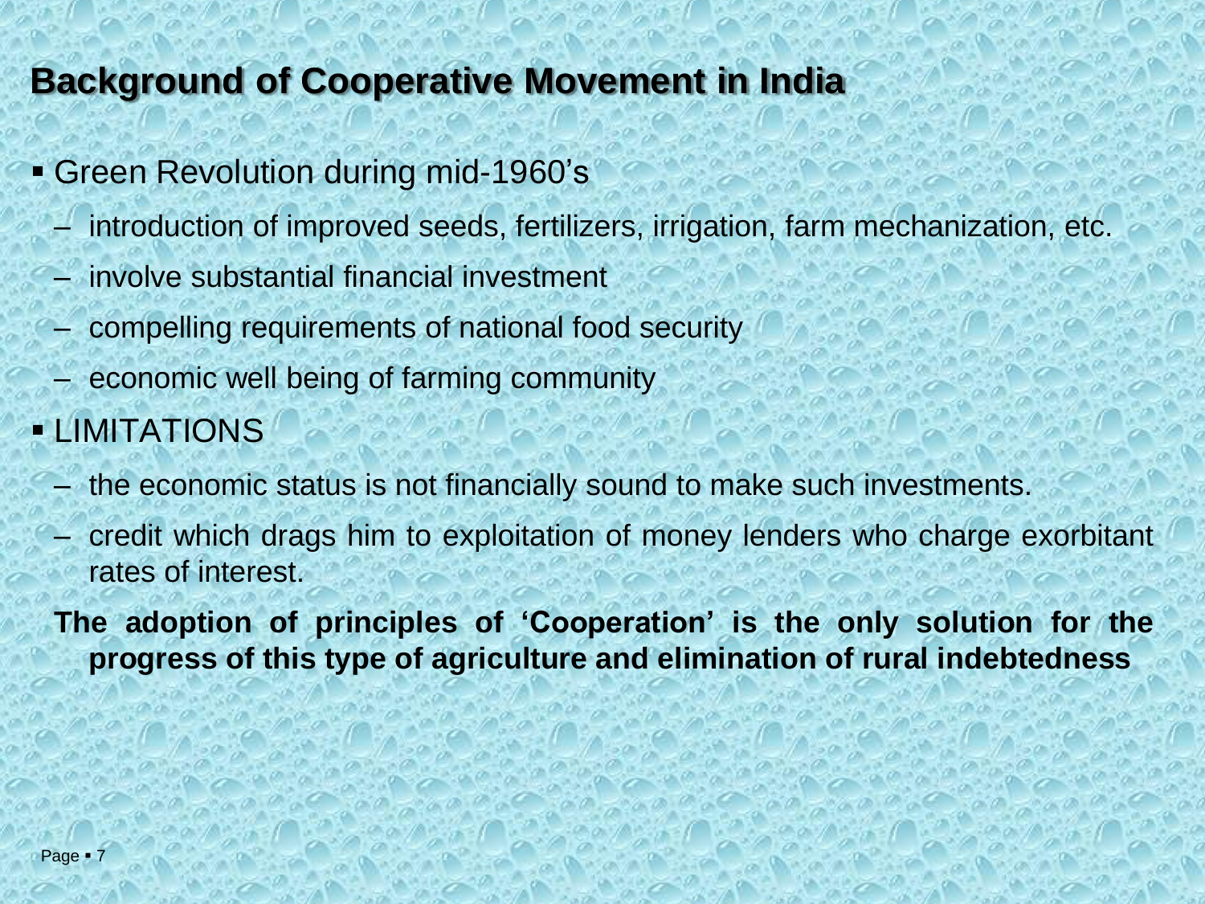## Background of Cooperative Movement in India

- Green Revolution during mid-1960's
  - introduction of improved seeds, fertilizers, irrigation, farm mechanization, etc.
  - involve substantial financial investment
  - compelling requirements of national food security
  - economic well being of farming community
- LIMITATIONS
  - the economic status is not financially sound to make such investments.
  - credit which drags him to exploitation of money lenders who charge exorbitant rates of interest.

**The adoption of principles of 'Cooperation' is the only solution for the progress of this type of agriculture and elimination of rural indebtedness**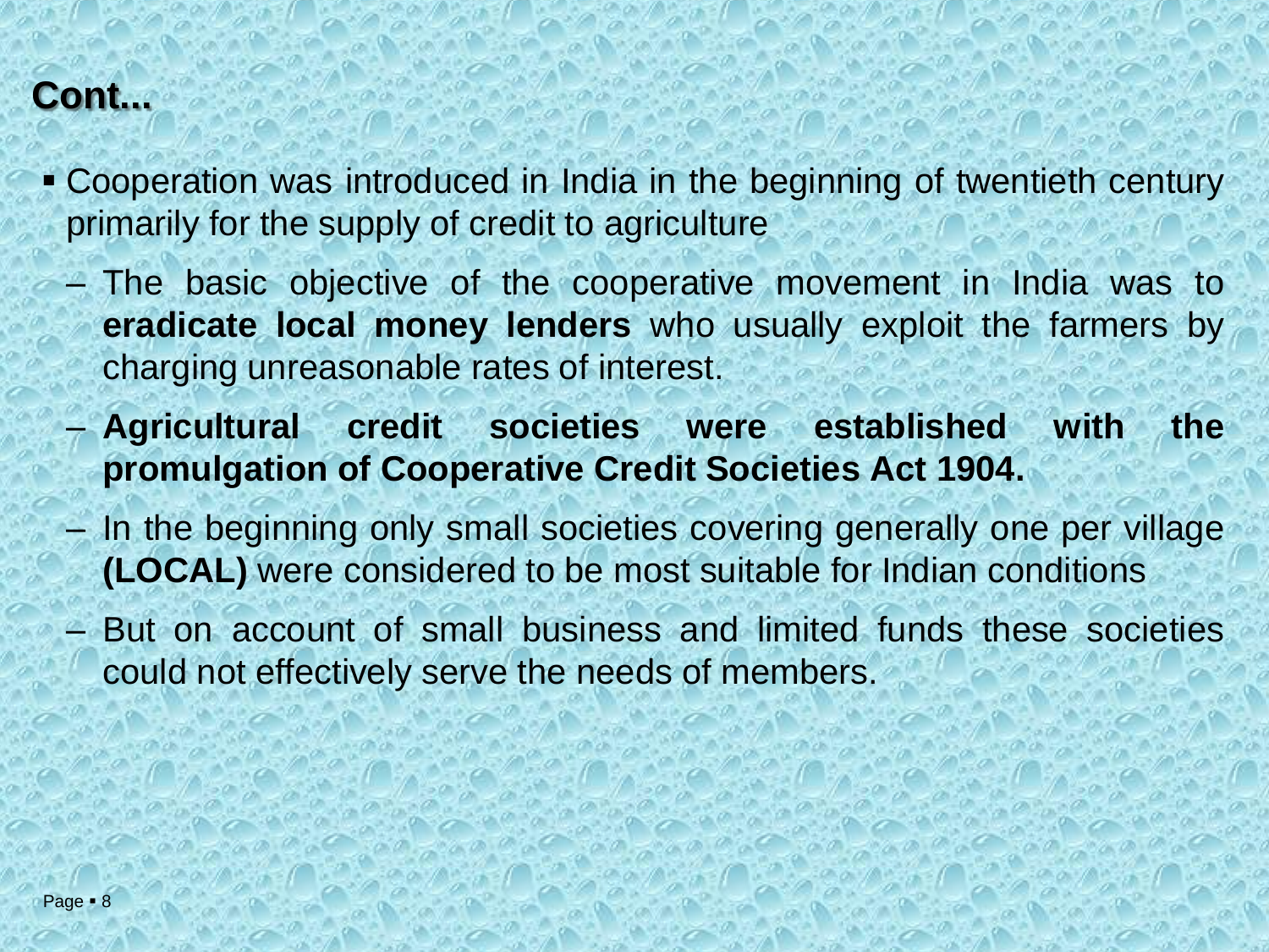## Cont...

- Cooperation was introduced in India in the beginning of twentieth century primarily for the supply of credit to agriculture
  - The basic objective of the cooperative movement in India was to **eradicate local money lenders** who usually exploit the farmers by charging unreasonable rates of interest.
  - **Agricultural credit societies were established with the promulgation of Cooperative Credit Societies Act 1904.**
  - In the beginning only small societies covering generally one per village **(LOCAL)** were considered to be most suitable for Indian conditions
  - But on account of small business and limited funds these societies could not effectively serve the needs of members.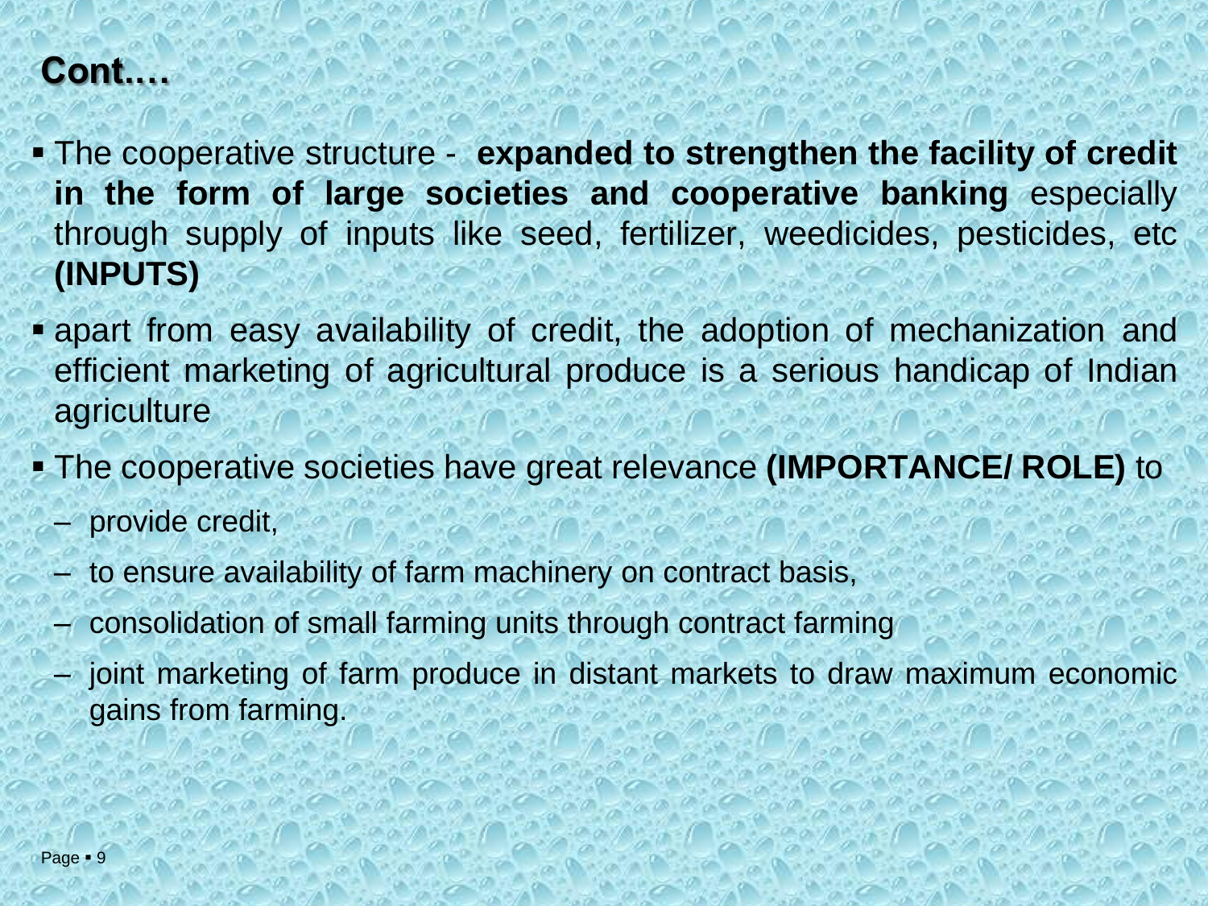## Cont.…

- The cooperative structure - **expanded to strengthen the facility of credit in the form of large societies and cooperative banking** especially through supply of inputs like seed, fertilizer, weedicides, pesticides, etc **(INPUTS)**
- apart from easy availability of credit, the adoption of mechanization and efficient marketing of agricultural produce is a serious handicap of Indian agriculture
- The cooperative societies have great relevance **(IMPORTANCE/ ROLE)** to
  - provide credit,
  - to ensure availability of farm machinery on contract basis,
  - consolidation of small farming units through contract farming
  - joint marketing of farm produce in distant markets to draw maximum economic gains from farming.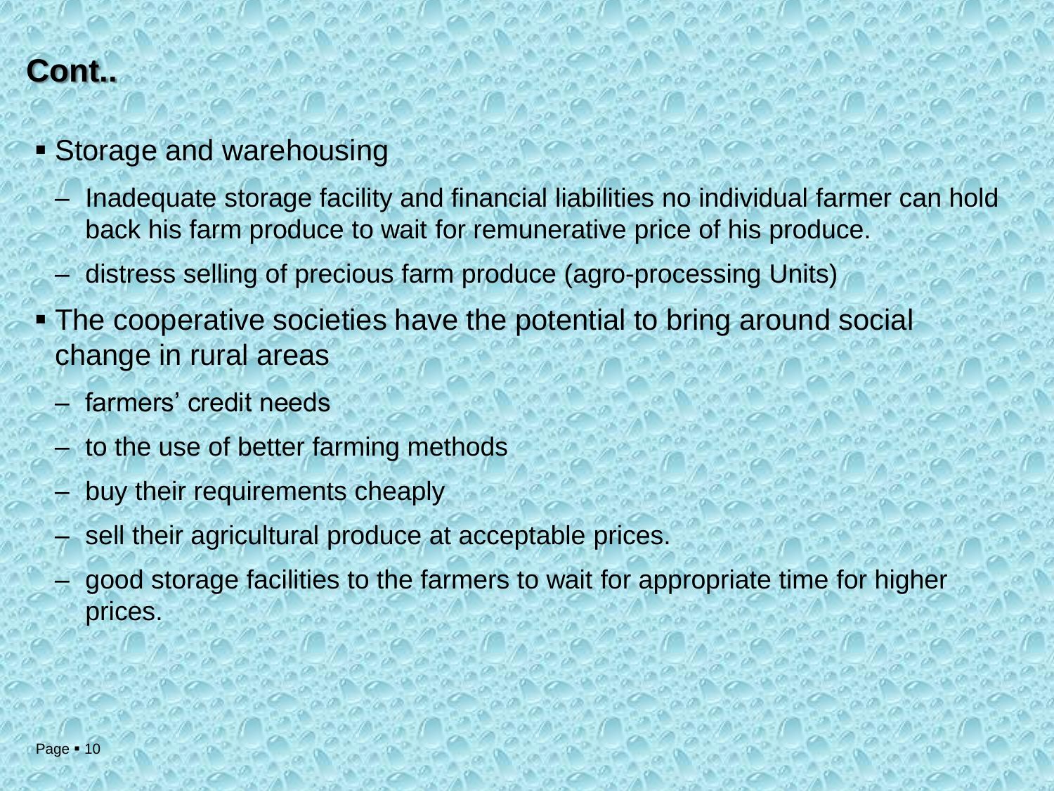## Cont..

- Storage and warehousing
  - Inadequate storage facility and financial liabilities no individual farmer can hold back his farm produce to wait for remunerative price of his produce.
  - distress selling of precious farm produce (agro-processing Units)
- The cooperative societies have the potential to bring around social change in rural areas
  - farmers' credit needs
  - to the use of better farming methods
  - buy their requirements cheaply
  - sell their agricultural produce at acceptable prices.
  - good storage facilities to the farmers to wait for appropriate time for higher prices.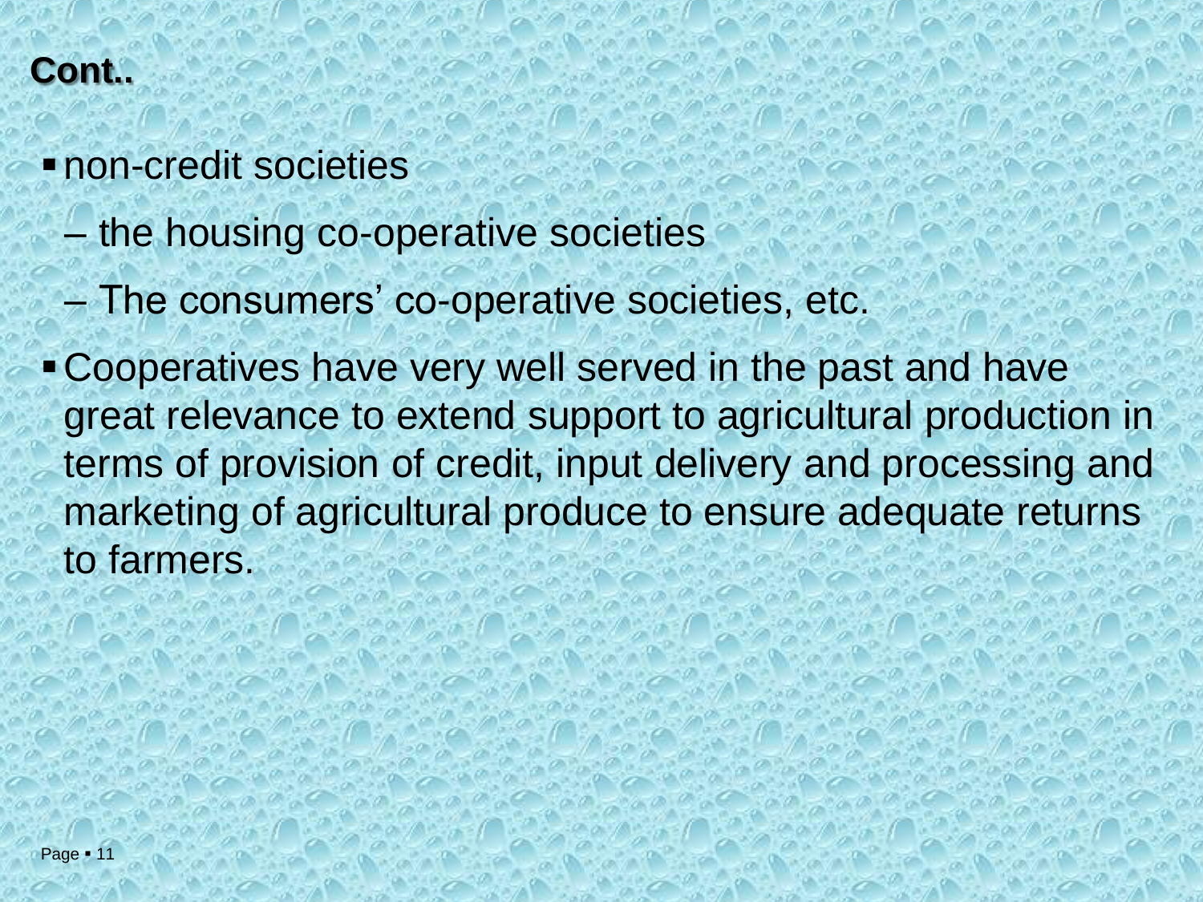## Cont..

- non-credit societies
  - the housing co-operative societies
  - The consumers' co-operative societies, etc.
- Cooperatives have very well served in the past and have great relevance to extend support to agricultural production in terms of provision of credit, input delivery and processing and marketing of agricultural produce to ensure adequate returns to farmers.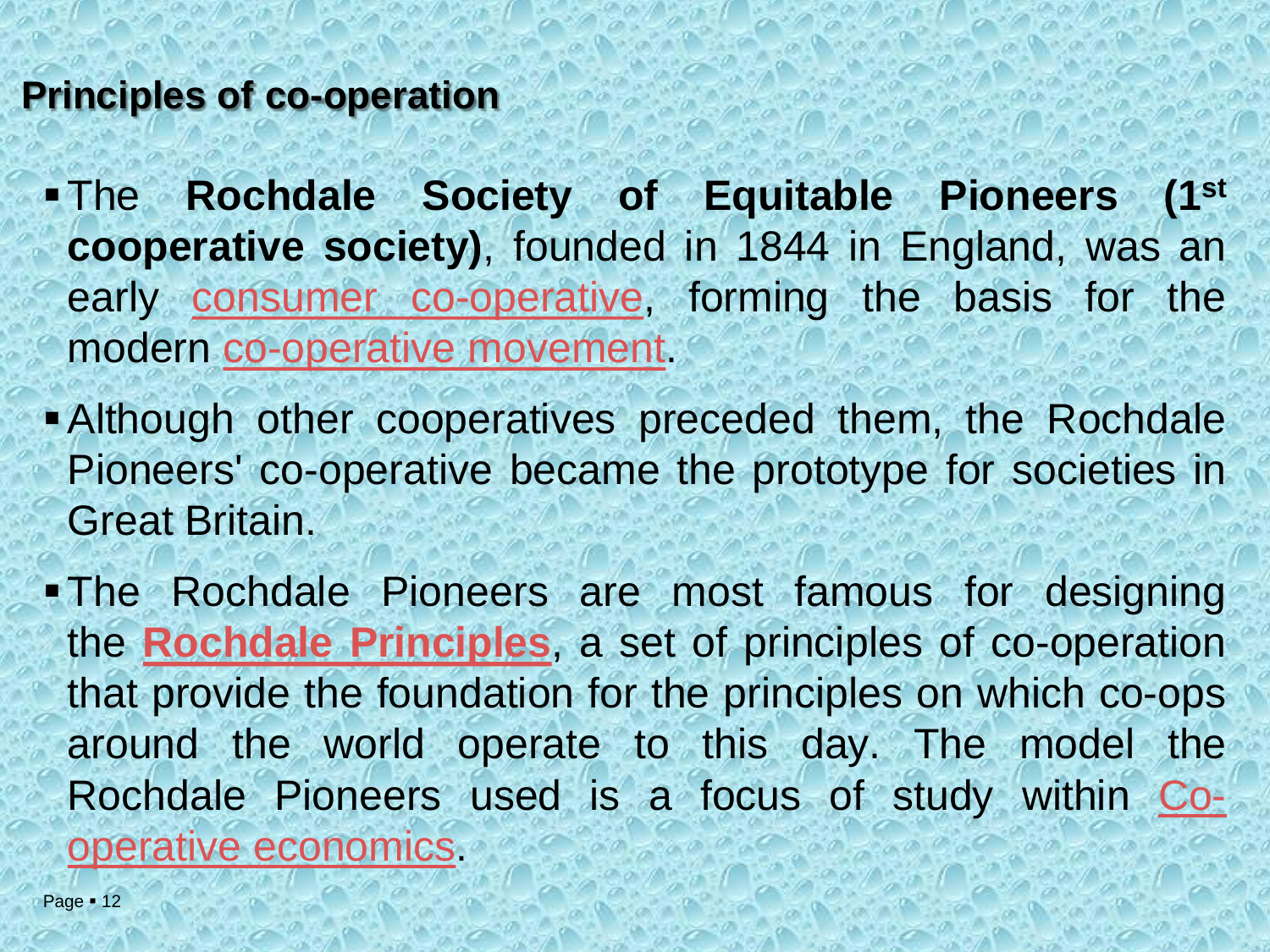## Principles of co-operation

- The **Rochdale Society of Equitable Pioneers (1st cooperative society)**, founded in 1844 in England, was an early consumer co-operative, forming the basis for the modern co-operative movement.
- Although other cooperatives preceded them, the Rochdale Pioneers' co-operative became the prototype for societies in Great Britain.
- The Rochdale Pioneers are most famous for designing the **Rochdale Principles**, a set of principles of co-operation that provide the foundation for the principles on which co-ops around the world operate to this day. The model the Rochdale Pioneers used is a focus of study within Co-operative economics.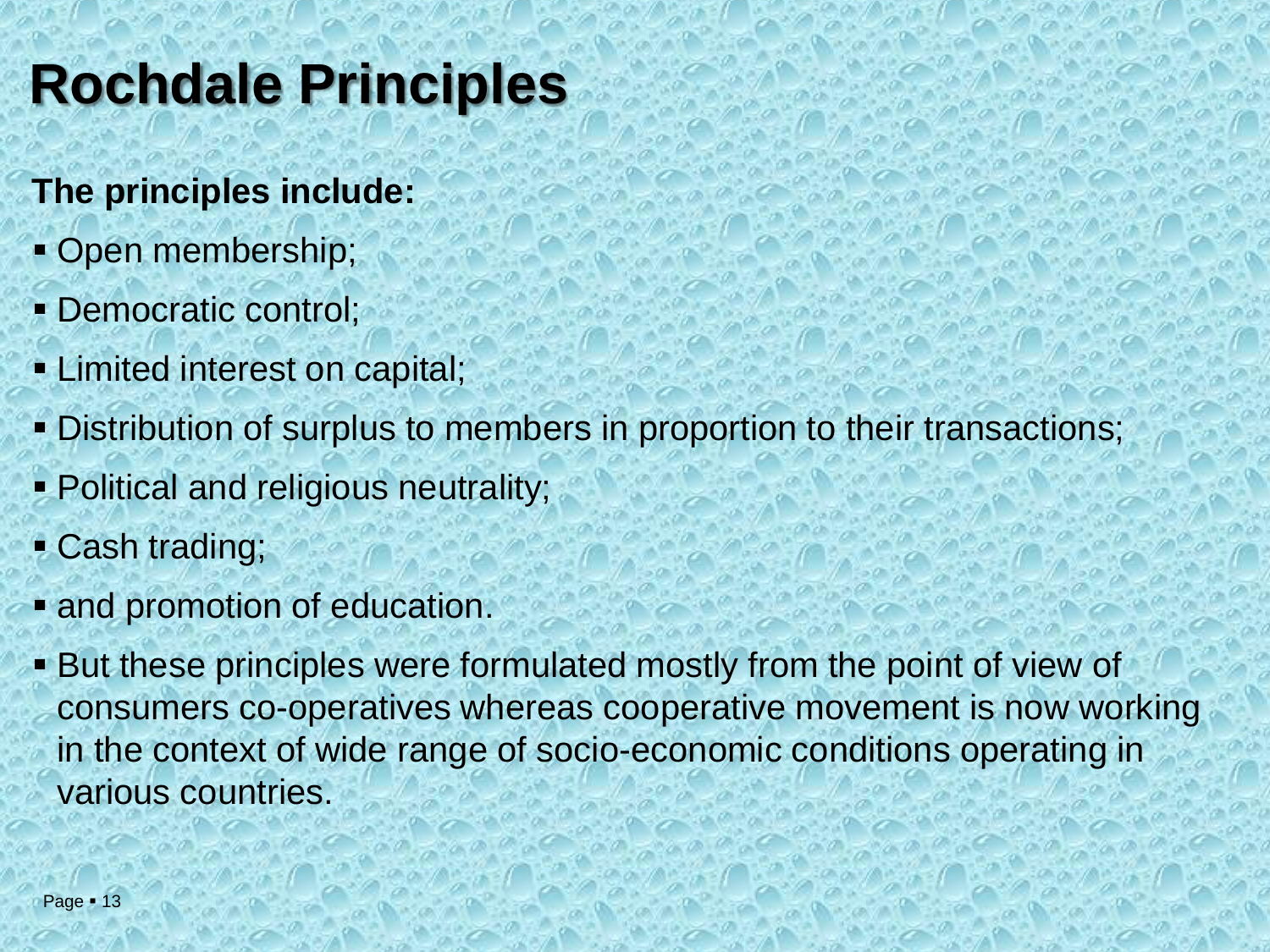# Rochdale Principles

**The principles include:**

- Open membership;
- Democratic control;
- Limited interest on capital;
- Distribution of surplus to members in proportion to their transactions;
- Political and religious neutrality;
- Cash trading;
- and promotion of education.
- But these principles were formulated mostly from the point of view of consumers co-operatives whereas cooperative movement is now working in the context of wide range of socio-economic conditions operating in various countries.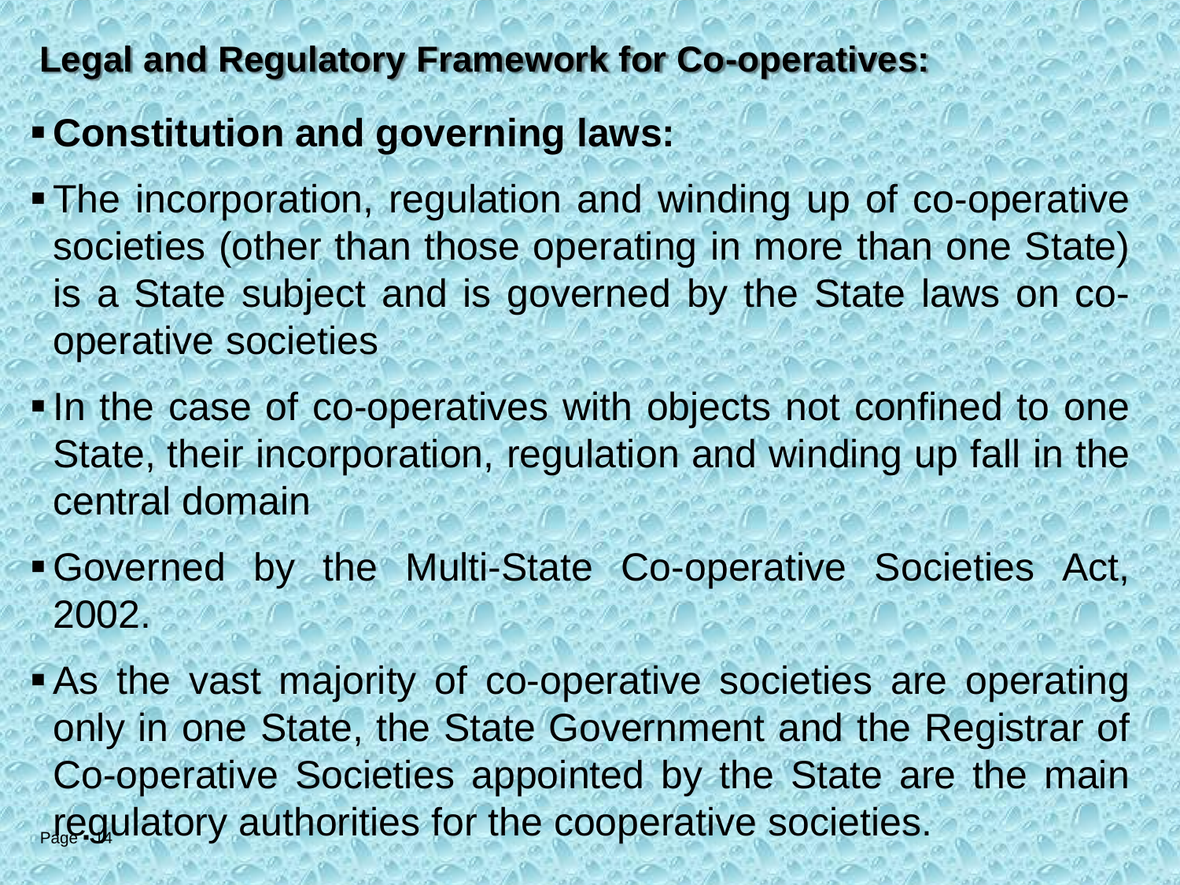## Legal and Regulatory Framework for Co-operatives:

- **Constitution and governing laws:**
- The incorporation, regulation and winding up of co-operative societies (other than those operating in more than one State) is a State subject and is governed by the State laws on co-operative societies
- In the case of co-operatives with objects not confined to one State, their incorporation, regulation and winding up fall in the central domain
- Governed by the Multi-State Co-operative Societies Act, 2002.
- As the vast majority of co-operative societies are operating only in one State, the State Government and the Registrar of Co-operative Societies appointed by the State are the main regulatory authorities for the cooperative societies.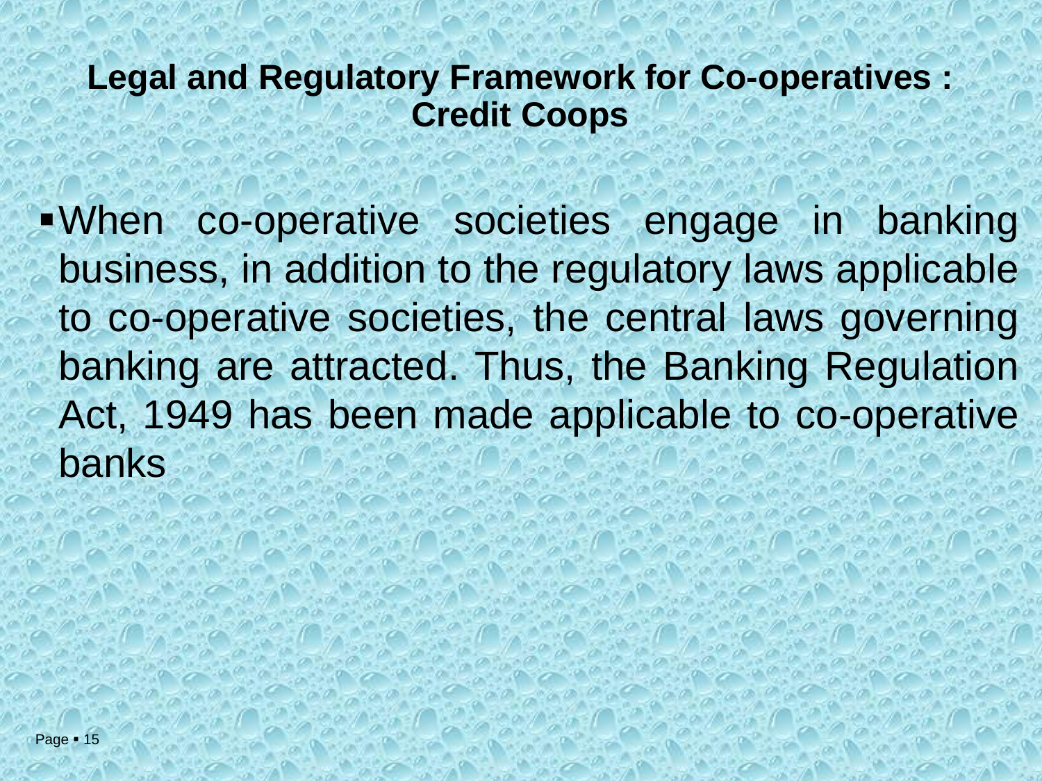## Legal and Regulatory Framework for Co-operatives : Credit Coops

- When co-operative societies engage in banking business, in addition to the regulatory laws applicable to co-operative societies, the central laws governing banking are attracted. Thus, the Banking Regulation Act, 1949 has been made applicable to co-operative banks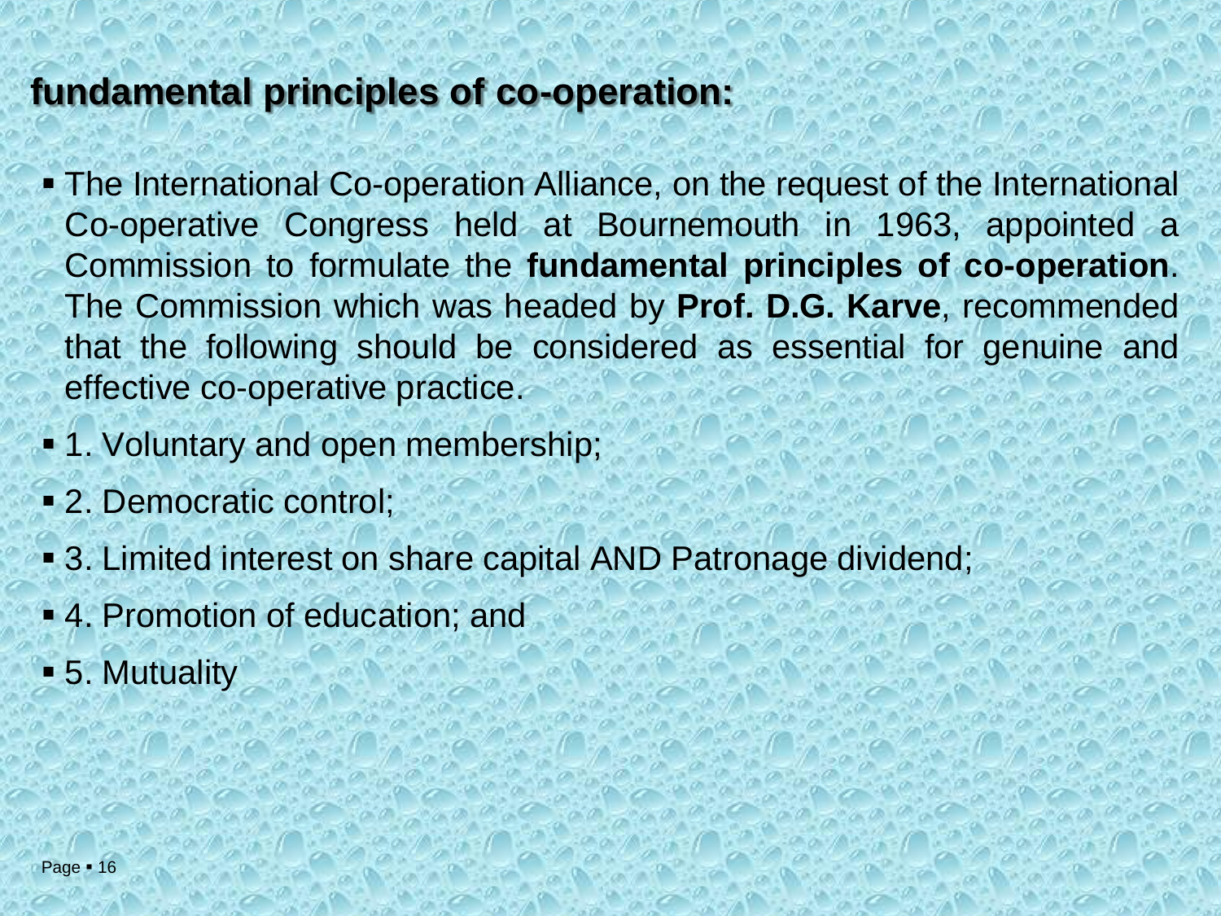## fundamental principles of co-operation:

- The International Co-operation Alliance, on the request of the International Co-operative Congress held at Bournemouth in 1963, appointed a Commission to formulate the **fundamental principles of co-operation**. The Commission which was headed by **Prof. D.G. Karve**, recommended that the following should be considered as essential for genuine and effective co-operative practice.
- 1. Voluntary and open membership;
- 2. Democratic control;
- 3. Limited interest on share capital AND Patronage dividend;
- 4. Promotion of education; and
- 5. Mutuality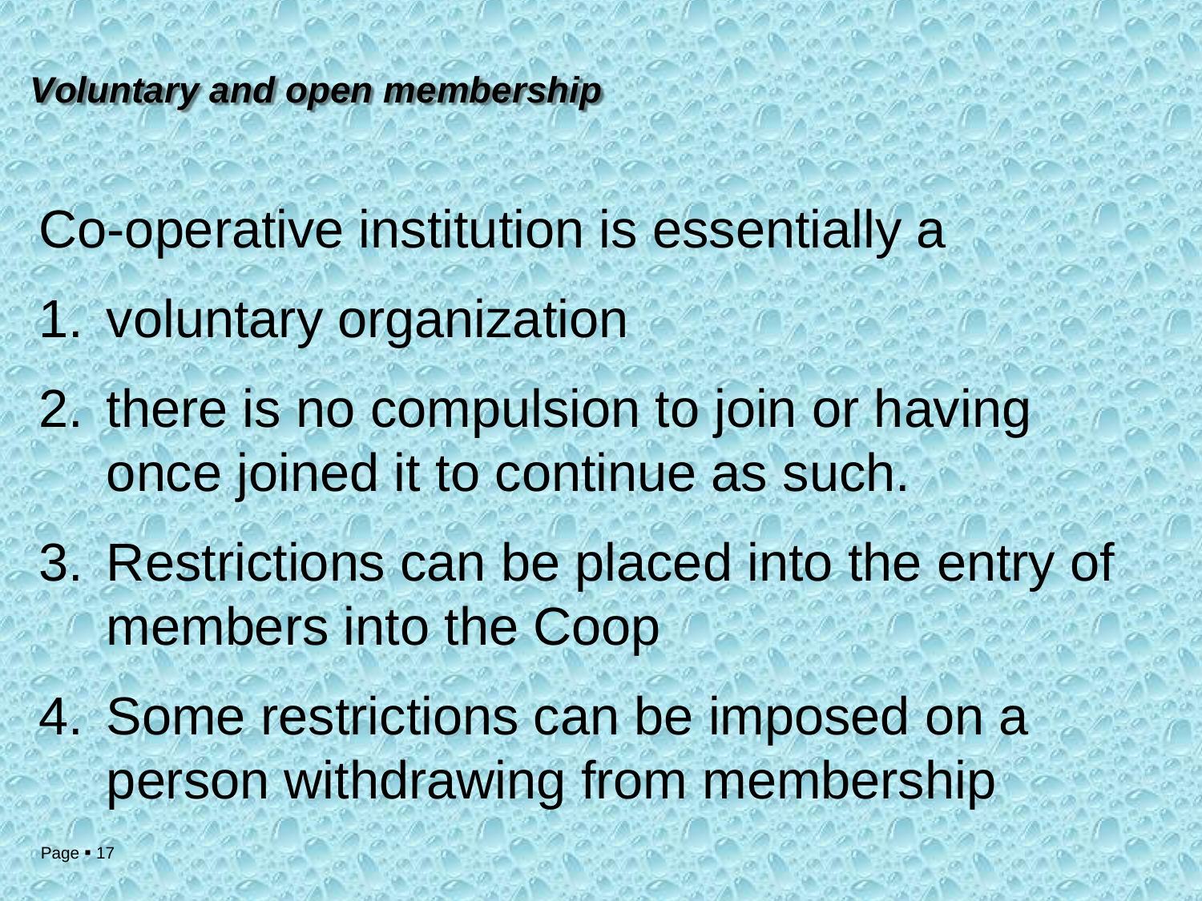***Voluntary and open membership***

Co-operative institution is essentially a

1. voluntary organization
2. there is no compulsion to join or having once joined it to continue as such.
3. Restrictions can be placed into the entry of members into the Coop
4. Some restrictions can be imposed on a person withdrawing from membership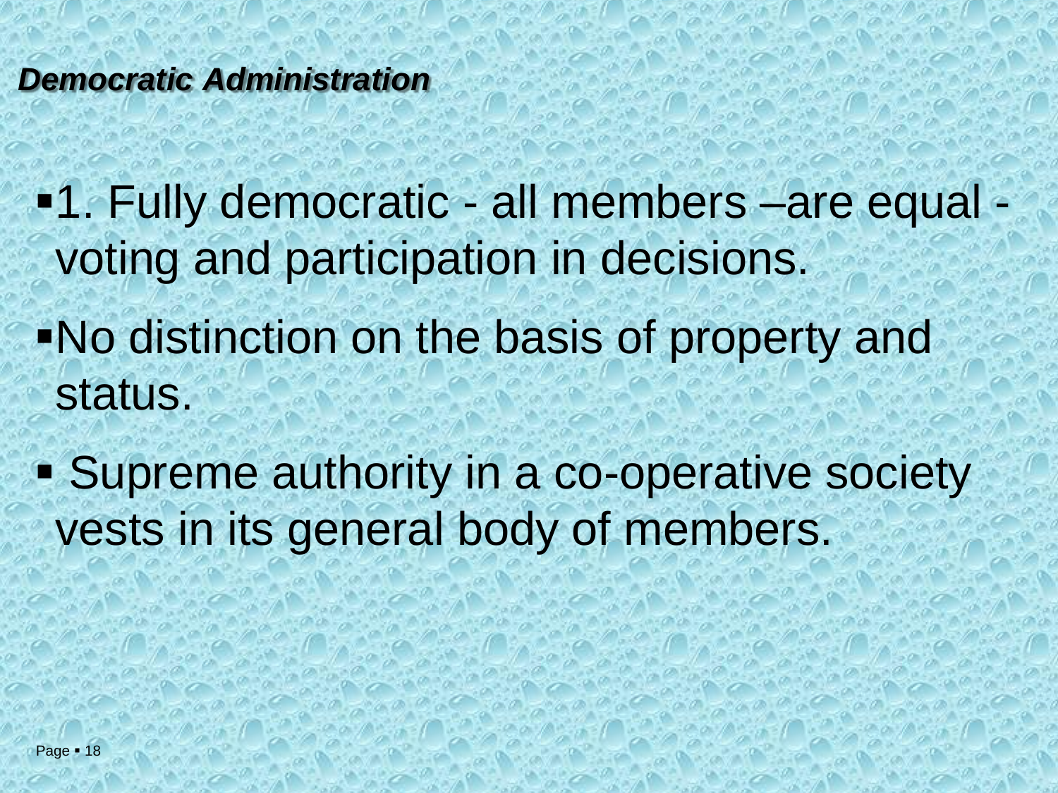***Democratic Administration***

- 1. Fully democratic - all members –are equal - voting and participation in decisions.
- No distinction on the basis of property and status.
- Supreme authority in a co-operative society vests in its general body of members.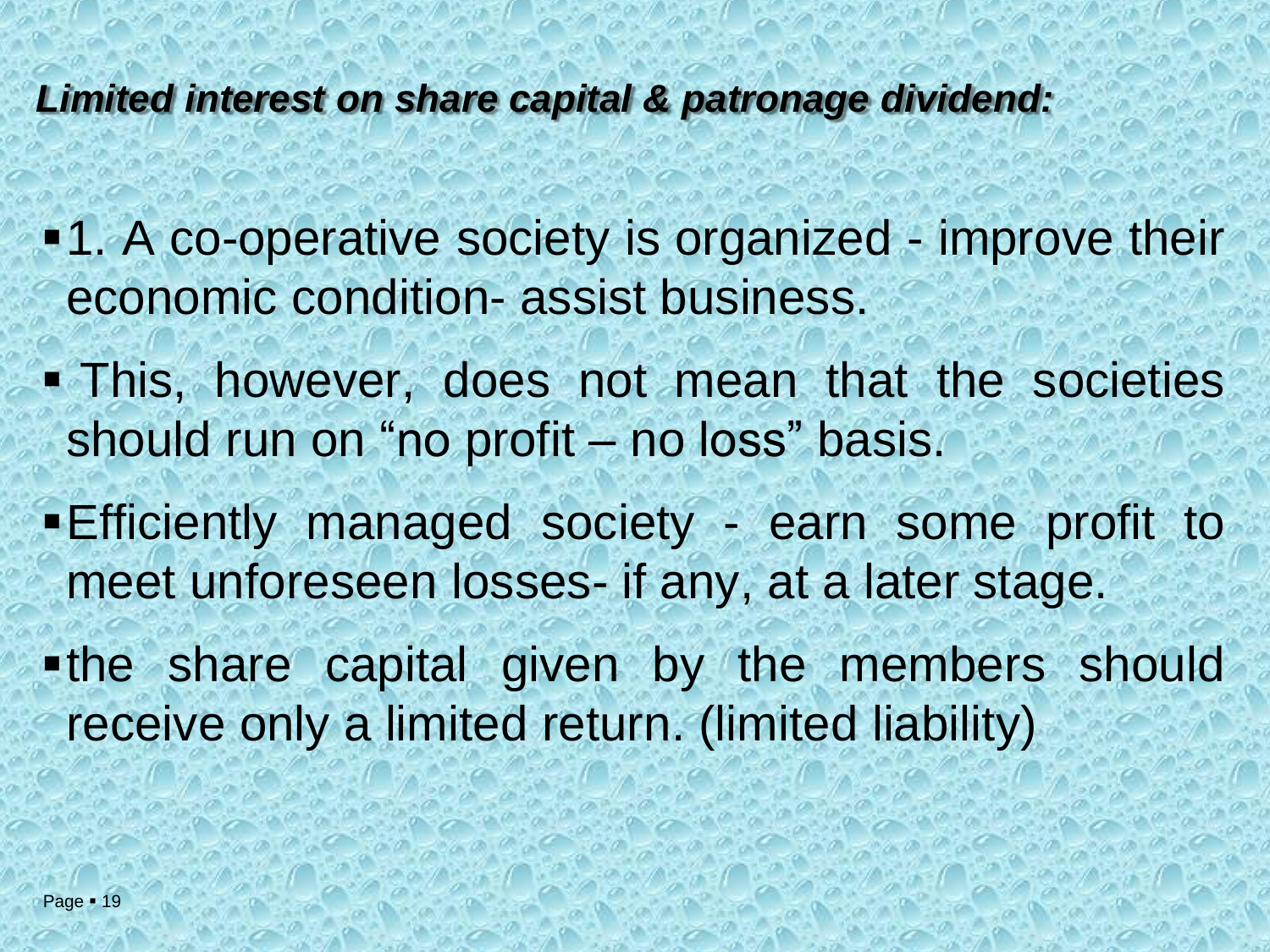***Limited interest on share capital & patronage dividend:***

- 1. A co-operative society is organized - improve their economic condition- assist business.
- This, however, does not mean that the societies should run on "no profit – no loss" basis.
- Efficiently managed society - earn some profit to meet unforeseen losses- if any, at a later stage.
- the share capital given by the members should receive only a limited return. (limited liability)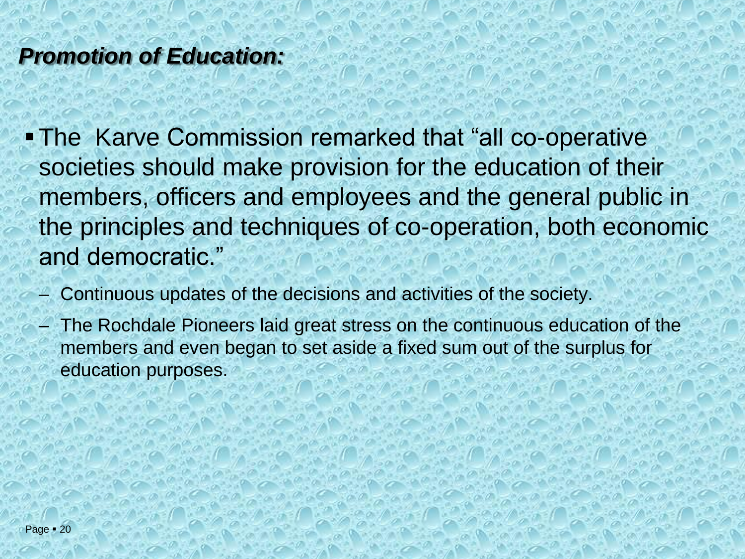***Promotion of Education:***

- The Karve Commission remarked that "all co-operative societies should make provision for the education of their members, officers and employees and the general public in the principles and techniques of co-operation, both economic and democratic."
  - Continuous updates of the decisions and activities of the society.
  - The Rochdale Pioneers laid great stress on the continuous education of the members and even began to set aside a fixed sum out of the surplus for education purposes.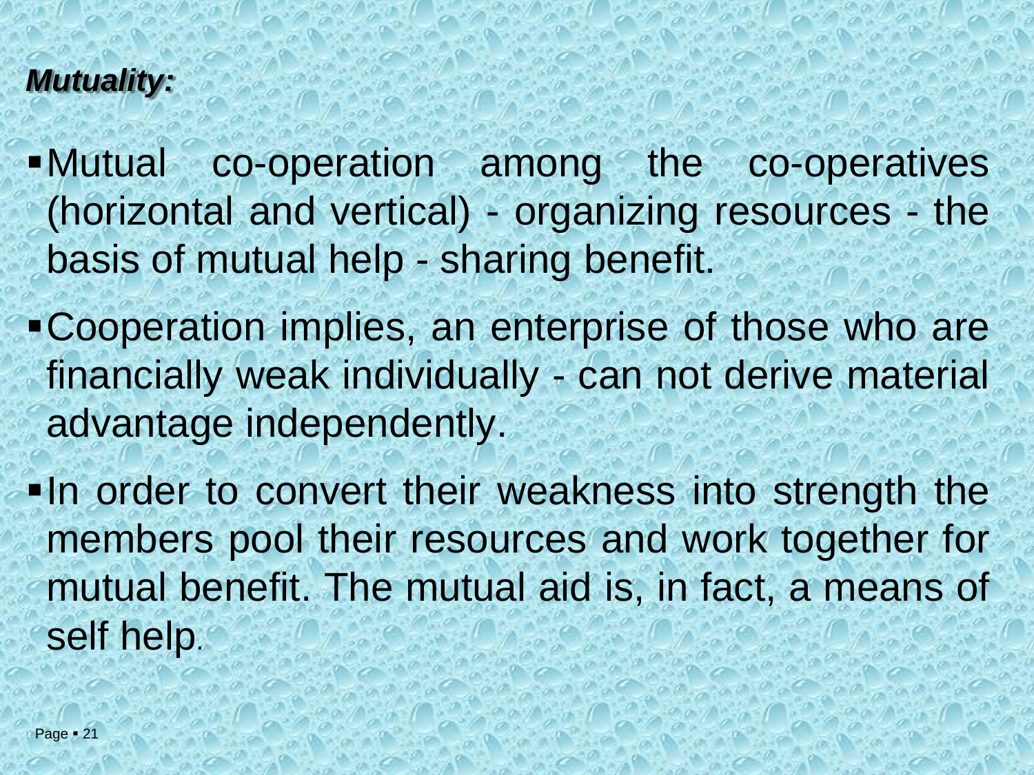***Mutuality:***

- Mutual co-operation among the co-operatives (horizontal and vertical) - organizing resources - the basis of mutual help - sharing benefit.
- Cooperation implies, an enterprise of those who are financially weak individually - can not derive material advantage independently.
- In order to convert their weakness into strength the members pool their resources and work together for mutual benefit. The mutual aid is, in fact, a means of self help.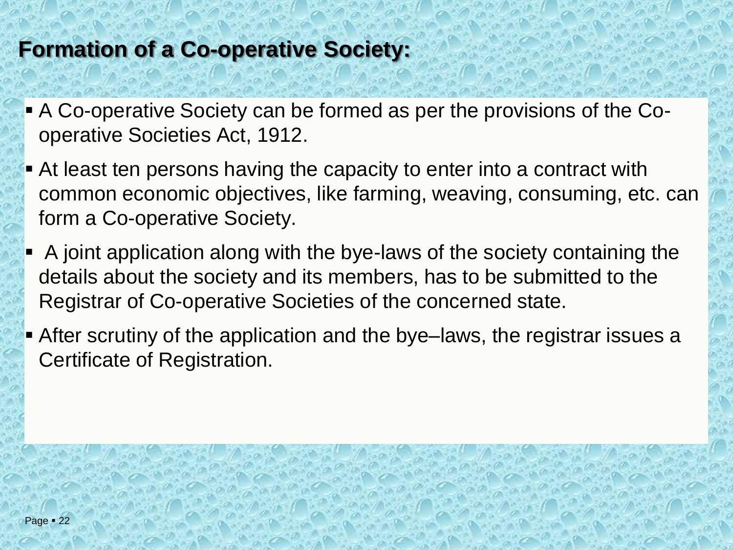## Formation of a Co-operative Society:

- A Co-operative Society can be formed as per the provisions of the Co-operative Societies Act, 1912.
- At least ten persons having the capacity to enter into a contract with common economic objectives, like farming, weaving, consuming, etc. can form a Co-operative Society.
- A joint application along with the bye-laws of the society containing the details about the society and its members, has to be submitted to the Registrar of Co-operative Societies of the concerned state.
- After scrutiny of the application and the bye–laws, the registrar issues a Certificate of Registration.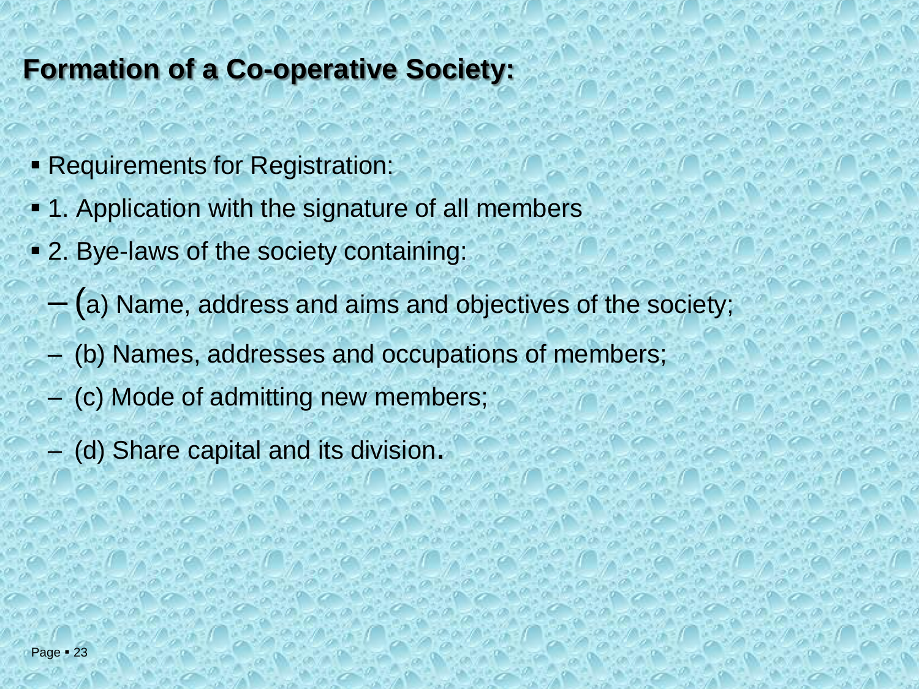## Formation of a Co-operative Society:

- Requirements for Registration:
- 1. Application with the signature of all members
- 2. Bye-laws of the society containing:
  - (a) Name, address and aims and objectives of the society;
  - (b) Names, addresses and occupations of members;
  - (c) Mode of admitting new members;
  - (d) Share capital and its division.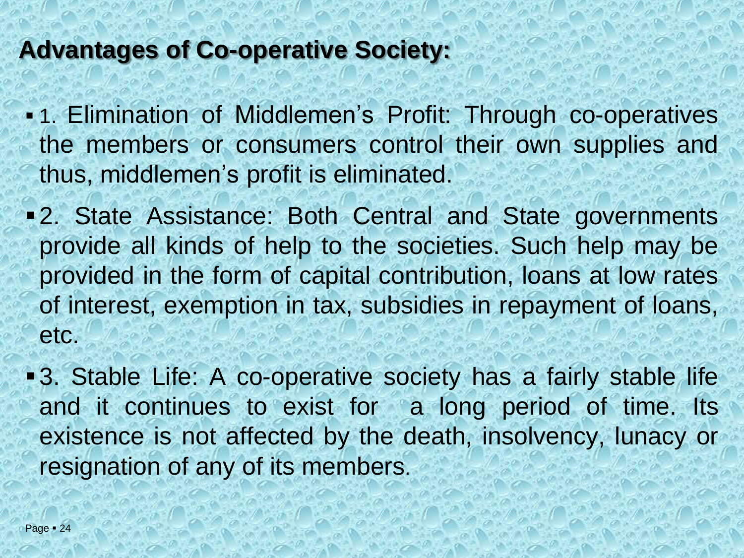## Advantages of Co-operative Society:

- 1. Elimination of Middlemen's Profit: Through co-operatives the members or consumers control their own supplies and thus, middlemen's profit is eliminated.
- 2. State Assistance: Both Central and State governments provide all kinds of help to the societies. Such help may be provided in the form of capital contribution, loans at low rates of interest, exemption in tax, subsidies in repayment of loans, etc.
- 3. Stable Life: A co-operative society has a fairly stable life and it continues to exist for a long period of time. Its existence is not affected by the death, insolvency, lunacy or resignation of any of its members.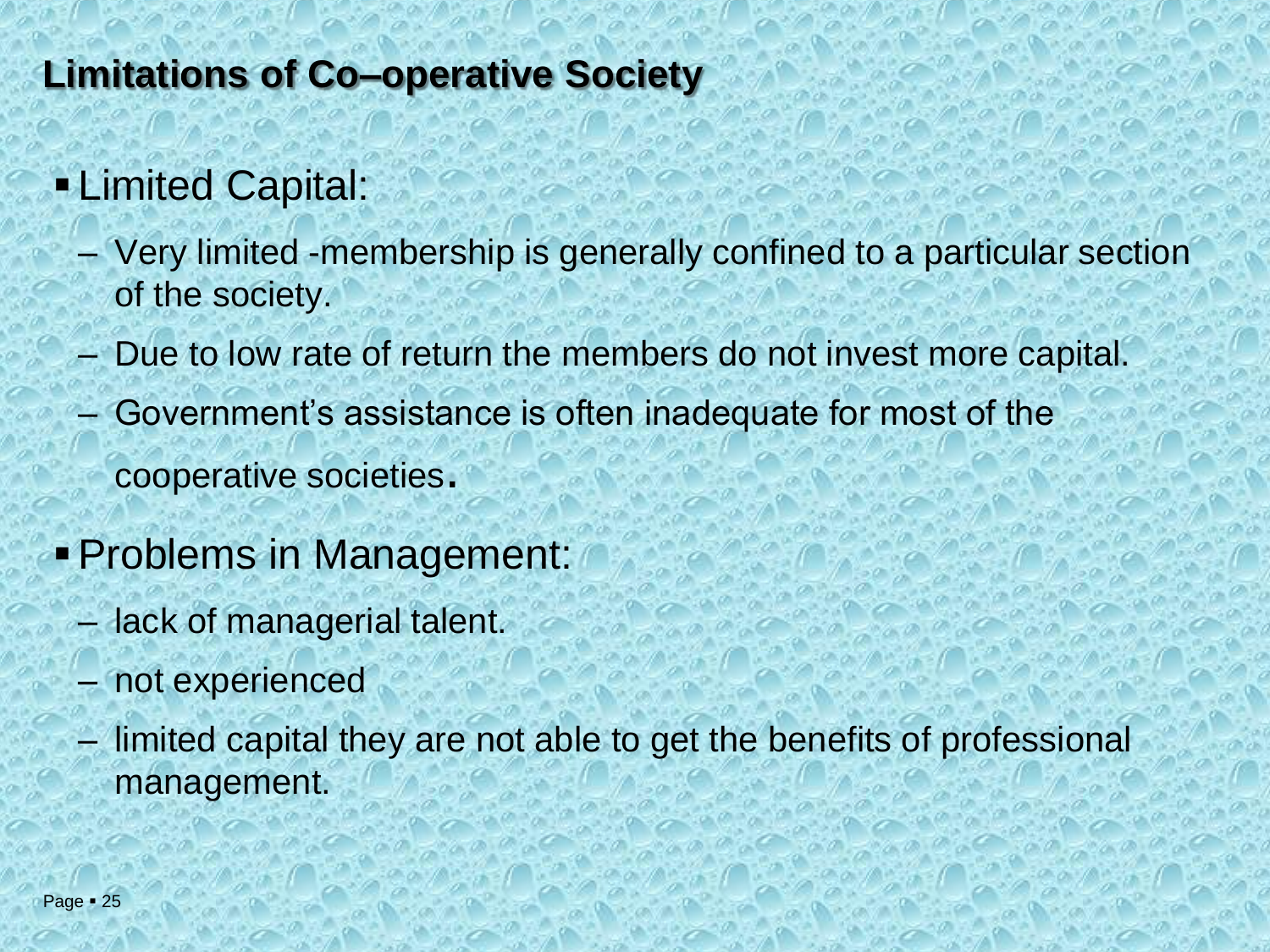## Limitations of Co–operative Society

- Limited Capital:
  - Very limited -membership is generally confined to a particular section of the society.
  - Due to low rate of return the members do not invest more capital.
  - Government's assistance is often inadequate for most of the cooperative societies.
- Problems in Management:
  - lack of managerial talent.
  - not experienced
  - limited capital they are not able to get the benefits of professional management.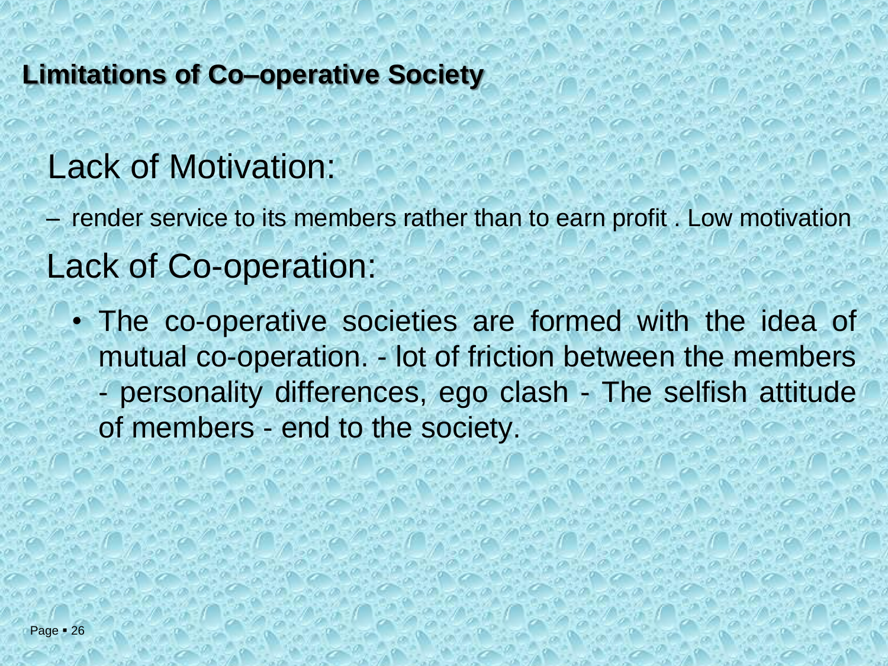## Limitations of Co–operative Society

### Lack of Motivation:

– render service to its members rather than to earn profit . Low motivation

### Lack of Co-operation:

- The co-operative societies are formed with the idea of mutual co-operation. - lot of friction between the members - personality differences, ego clash - The selfish attitude of members - end to the society.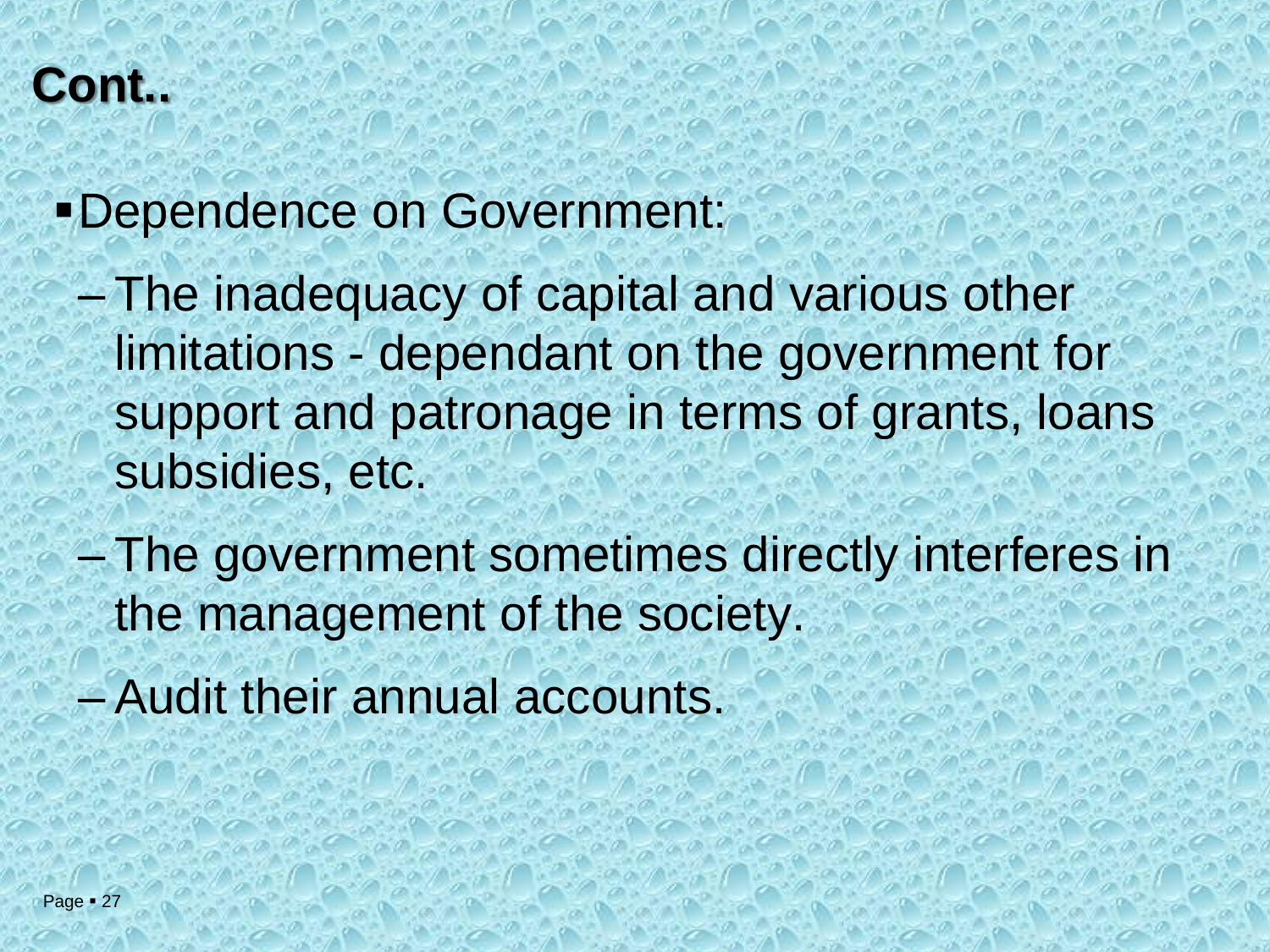## Cont..

- Dependence on Government:
  - The inadequacy of capital and various other limitations - dependant on the government for support and patronage in terms of grants, loans subsidies, etc.
  - The government sometimes directly interferes in the management of the society.
  - Audit their annual accounts.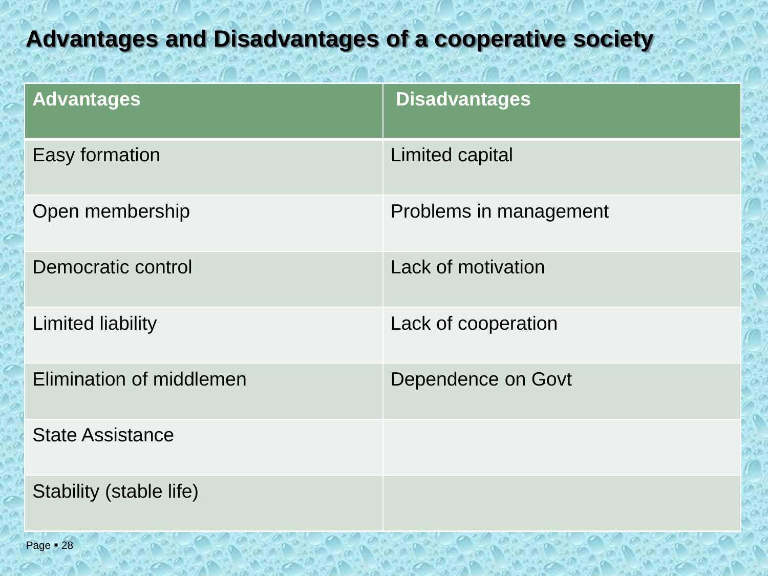## Advantages and Disadvantages of a cooperative society

| Advantages | Disadvantages |
|---|---|
| Easy formation | Limited capital |
| Open membership | Problems in management |
| Democratic control | Lack of motivation |
| Limited liability | Lack of cooperation |
| Elimination of middlemen | Dependence on Govt |
| State Assistance | |
| Stability (stable life) | |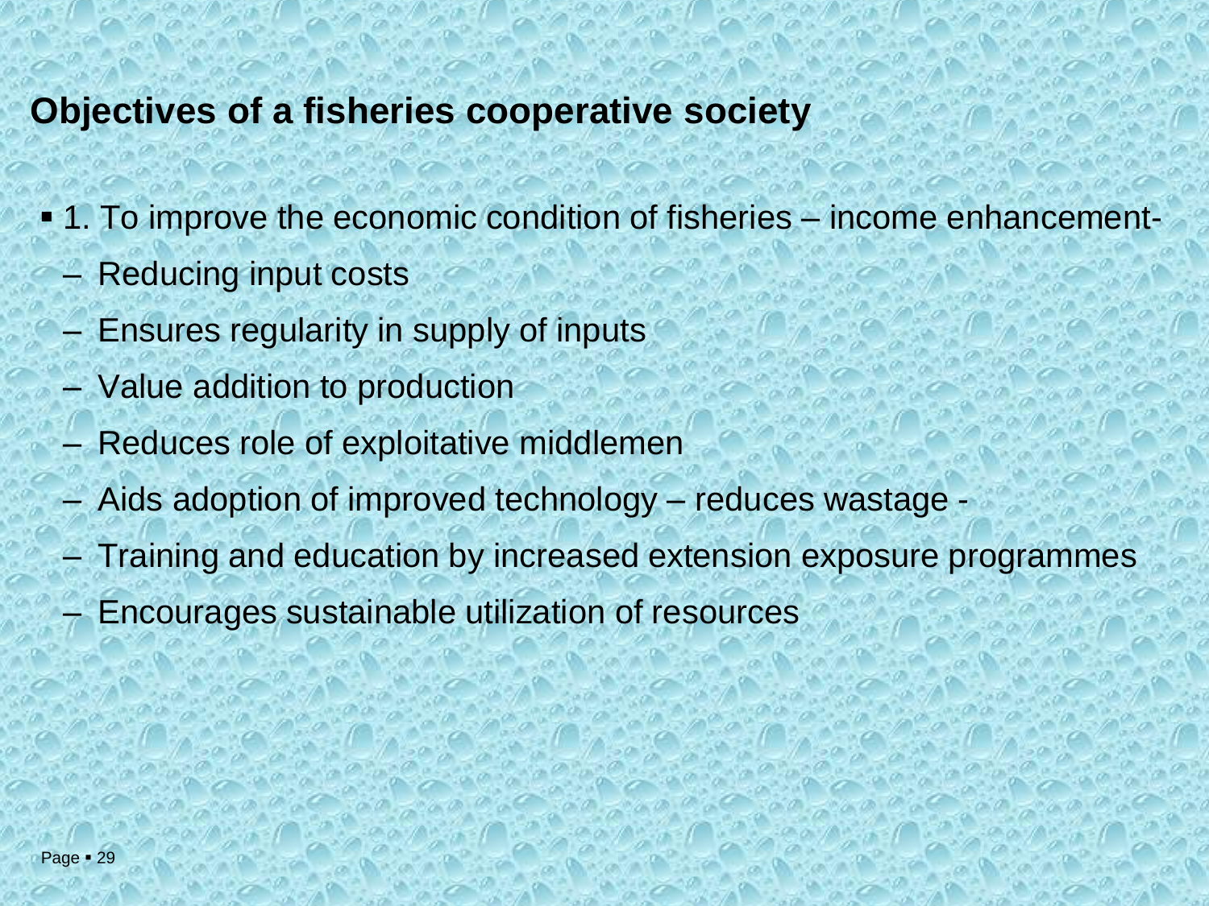## Objectives of a fisheries cooperative society

- 1. To improve the economic condition of fisheries – income enhancement-
  - Reducing input costs
  - Ensures regularity in supply of inputs
  - Value addition to production
  - Reduces role of exploitative middlemen
  - Aids adoption of improved technology – reduces wastage -
  - Training and education by increased extension exposure programmes
  - Encourages sustainable utilization of resources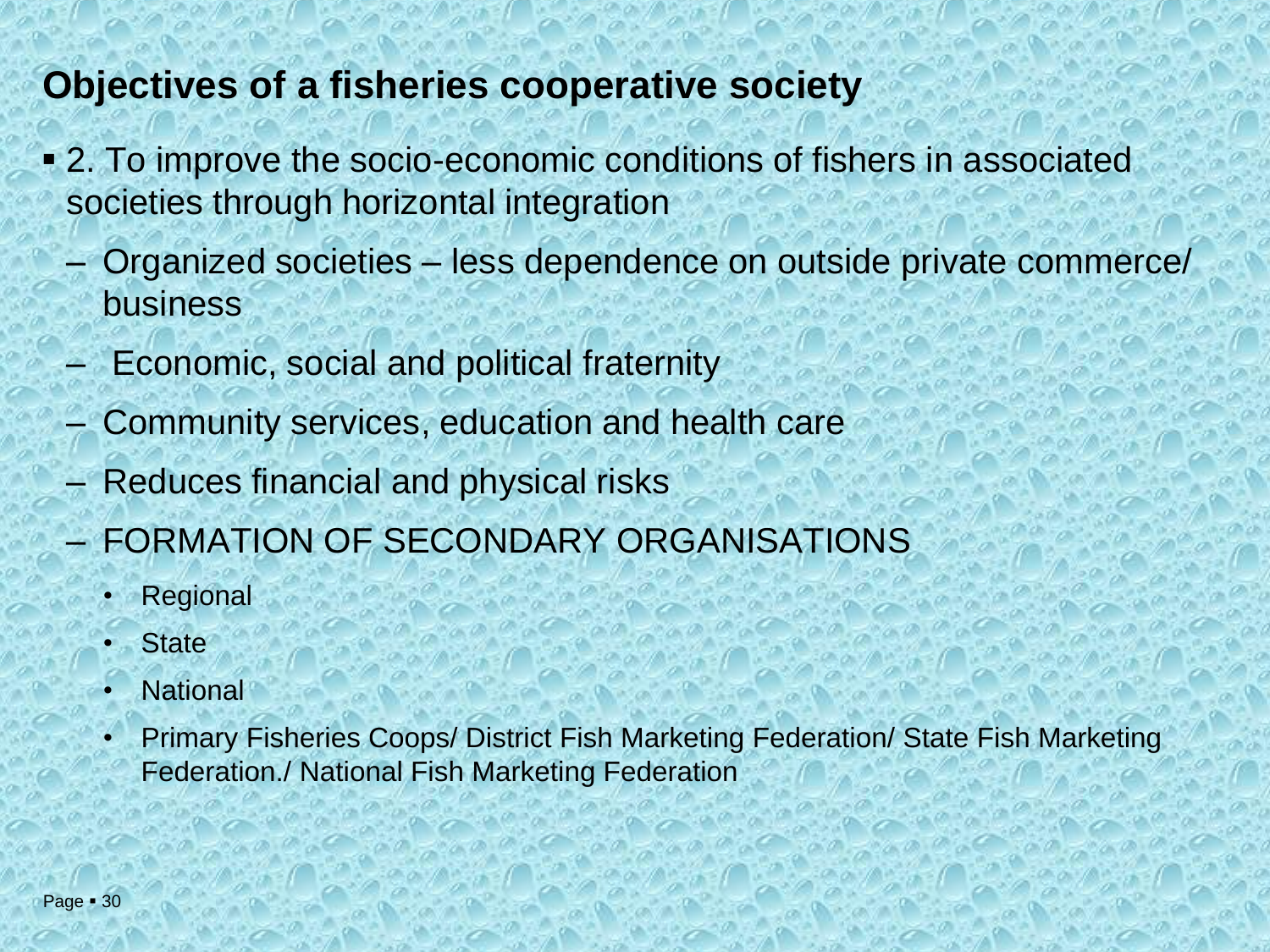## Objectives of a fisheries cooperative society

- 2. To improve the socio-economic conditions of fishers in associated societies through horizontal integration
  - Organized societies – less dependence on outside private commerce/ business
  - Economic, social and political fraternity
  - Community services, education and health care
  - Reduces financial and physical risks
  - FORMATION OF SECONDARY ORGANISATIONS
    - Regional
    - State
    - National
    - Primary Fisheries Coops/ District Fish Marketing Federation/ State Fish Marketing Federation./ National Fish Marketing Federation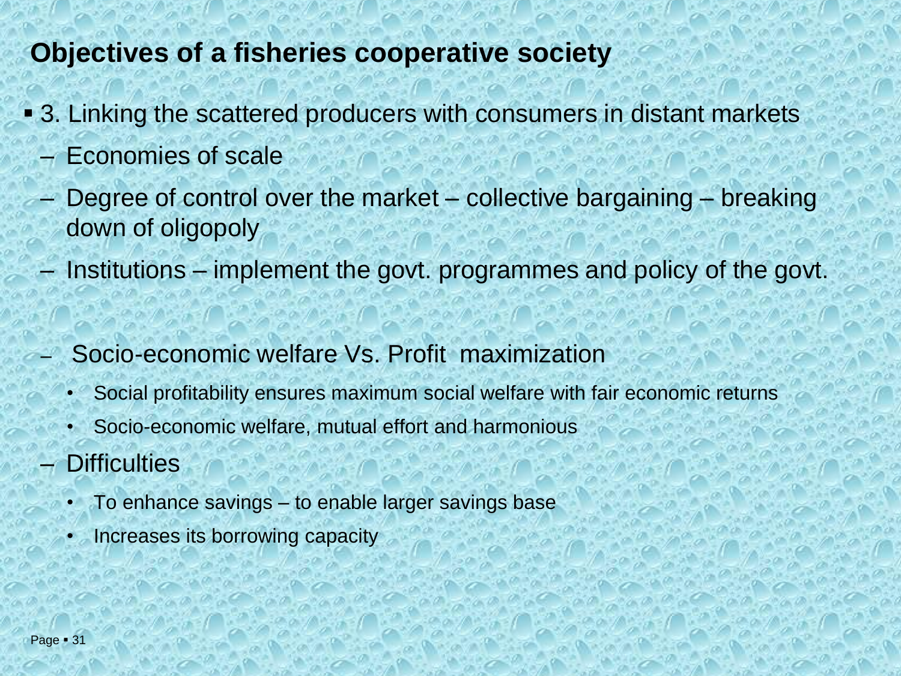## Objectives of a fisheries cooperative society

- 3. Linking the scattered producers with consumers in distant markets
  - Economies of scale
  - Degree of control over the market – collective bargaining – breaking down of oligopoly
  - Institutions – implement the govt. programmes and policy of the govt.

  - Socio-economic welfare Vs. Profit maximization
    - Social profitability ensures maximum social welfare with fair economic returns
    - Socio-economic welfare, mutual effort and harmonious
  - Difficulties
    - To enhance savings – to enable larger savings base
    - Increases its borrowing capacity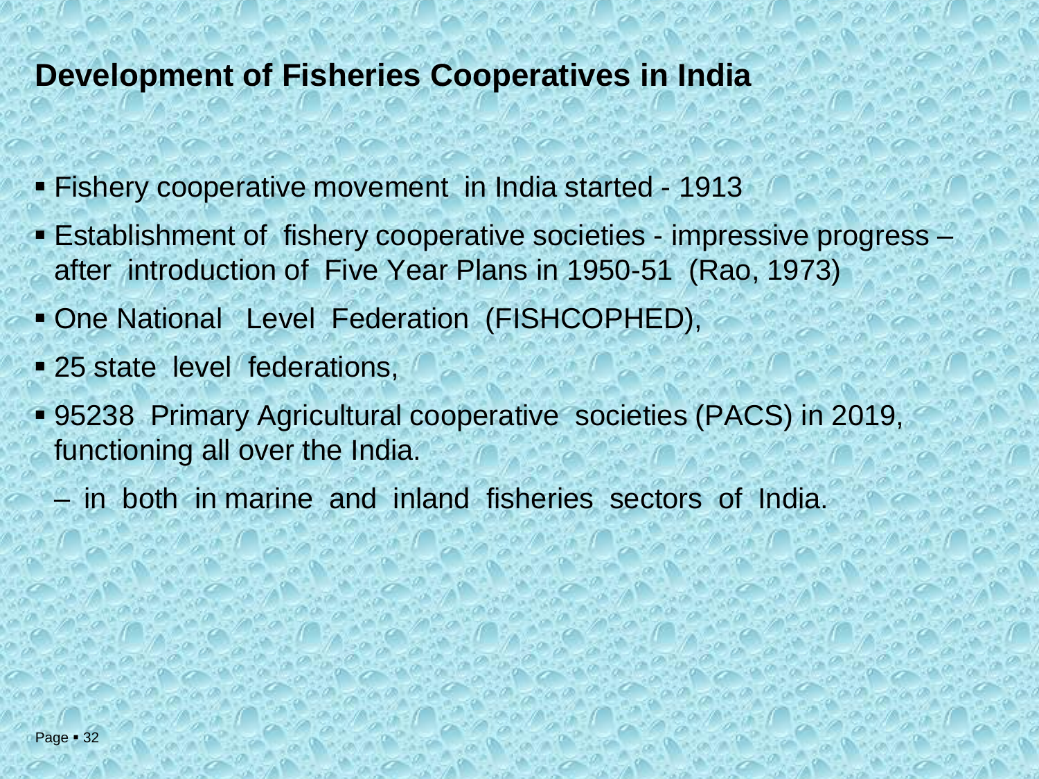## Development of Fisheries Cooperatives in India

- Fishery cooperative movement in India started - 1913
- Establishment of fishery cooperative societies - impressive progress – after introduction of Five Year Plans in 1950-51 (Rao, 1973)
- One National Level Federation (FISHCOPHED),
- 25 state level federations,
- 95238 Primary Agricultural cooperative societies (PACS) in 2019, functioning all over the India.
  - in both in marine and inland fisheries sectors of India.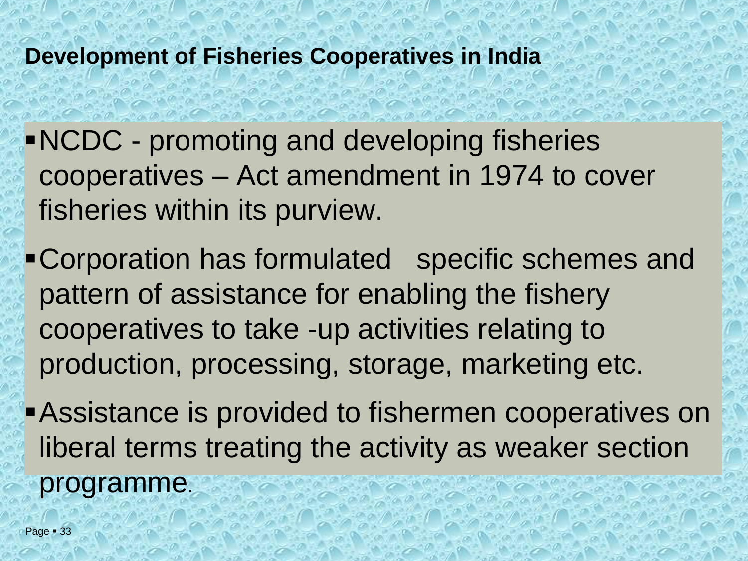## Development of Fisheries Cooperatives in India

- NCDC - promoting and developing fisheries cooperatives – Act amendment in 1974 to cover fisheries within its purview.
- Corporation has formulated specific schemes and pattern of assistance for enabling the fishery cooperatives to take -up activities relating to production, processing, storage, marketing etc.
- Assistance is provided to fishermen cooperatives on liberal terms treating the activity as weaker section programme.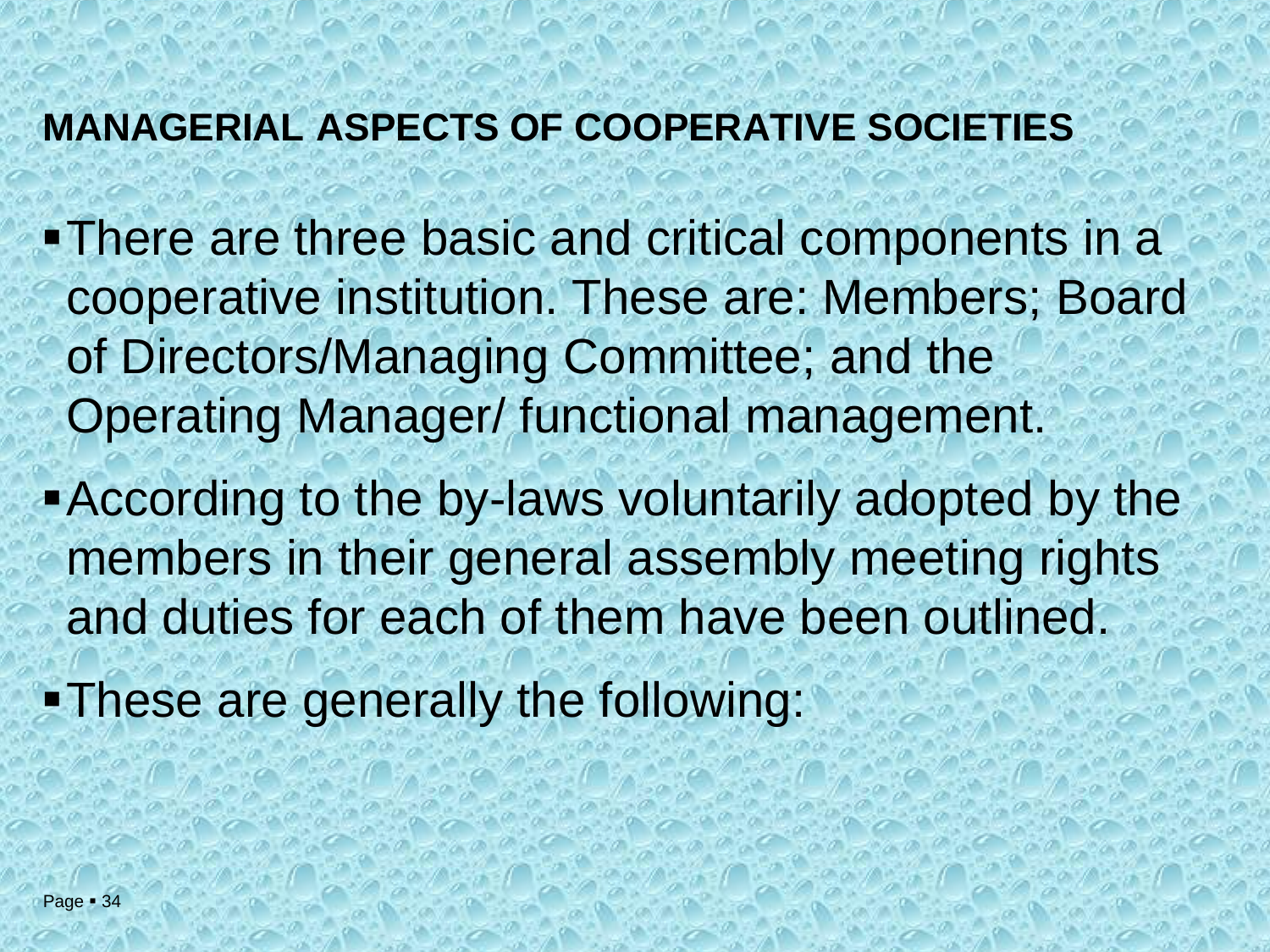## MANAGERIAL ASPECTS OF COOPERATIVE SOCIETIES

- There are three basic and critical components in a cooperative institution. These are: Members; Board of Directors/Managing Committee; and the Operating Manager/ functional management.
- According to the by-laws voluntarily adopted by the members in their general assembly meeting rights and duties for each of them have been outlined.
- These are generally the following: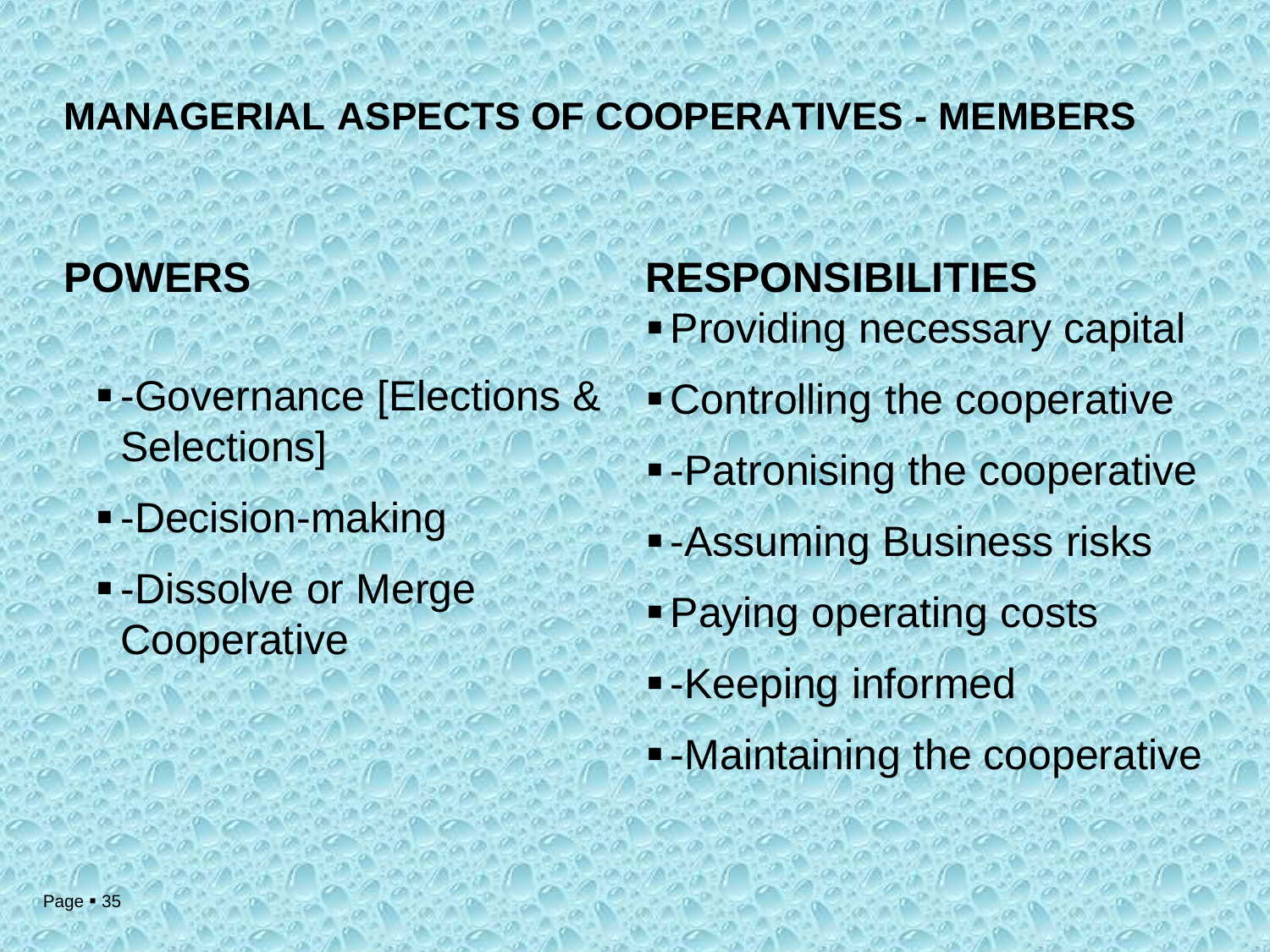# MANAGERIAL ASPECTS OF COOPERATIVES - MEMBERS

## POWERS

- -Governance [Elections & Selections]
- -Decision-making
- -Dissolve or Merge Cooperative

## RESPONSIBILITIES

- Providing necessary capital
- Controlling the cooperative
- -Patronising the cooperative
- -Assuming Business risks
- Paying operating costs
- -Keeping informed
- -Maintaining the cooperative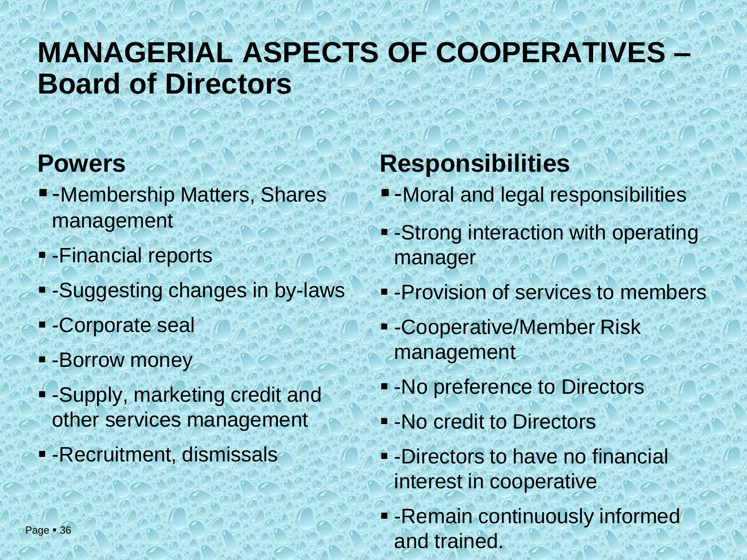# MANAGERIAL ASPECTS OF COOPERATIVES – Board of Directors

## Powers

- -Membership Matters, Shares management
- -Financial reports
- -Suggesting changes in by-laws
- -Corporate seal
- -Borrow money
- -Supply, marketing credit and other services management
- -Recruitment, dismissals

## Responsibilities

- -Moral and legal responsibilities
- -Strong interaction with operating manager
- -Provision of services to members
- -Cooperative/Member Risk management
- -No preference to Directors
- -No credit to Directors
- -Directors to have no financial interest in cooperative
- -Remain continuously informed and trained.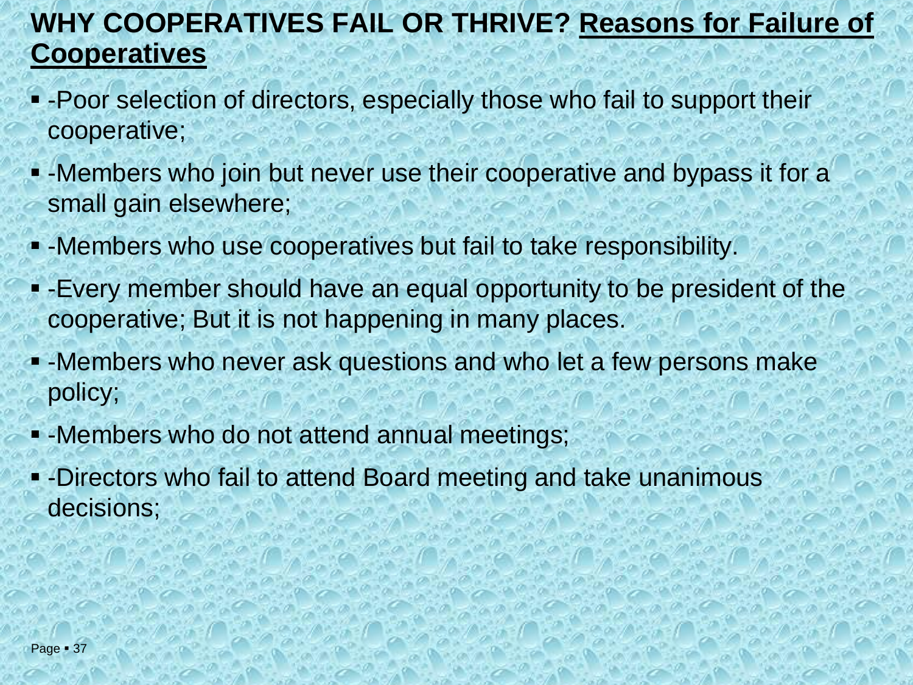# WHY COOPERATIVES FAIL OR THRIVE? Reasons for Failure of Cooperatives

- -Poor selection of directors, especially those who fail to support their cooperative;
- -Members who join but never use their cooperative and bypass it for a small gain elsewhere;
- -Members who use cooperatives but fail to take responsibility.
- -Every member should have an equal opportunity to be president of the cooperative; But it is not happening in many places.
- -Members who never ask questions and who let a few persons make policy;
- -Members who do not attend annual meetings;
- -Directors who fail to attend Board meeting and take unanimous decisions;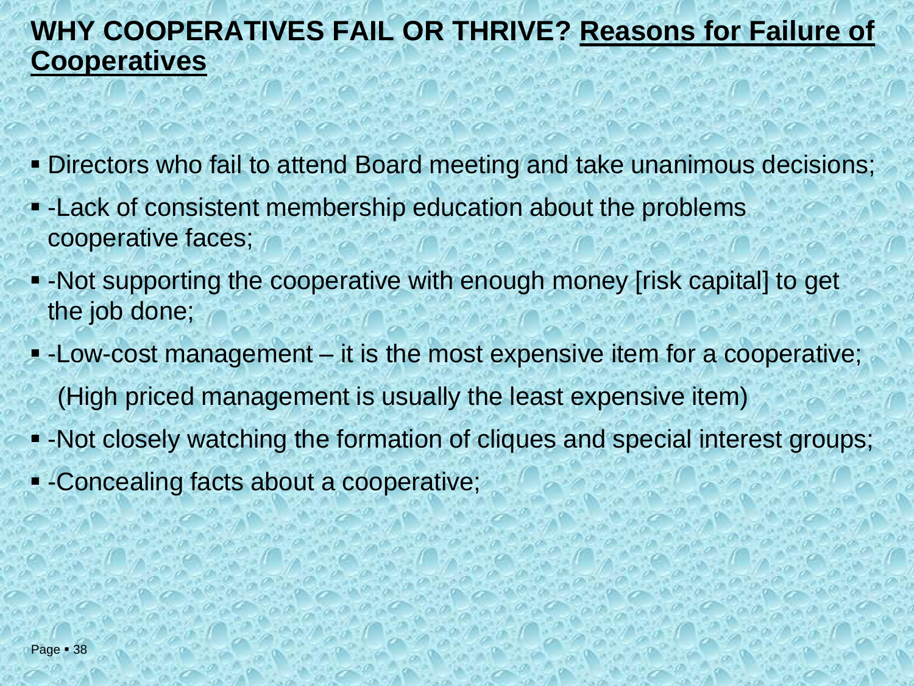## WHY COOPERATIVES FAIL OR THRIVE? **Reasons for Failure of Cooperatives**

- Directors who fail to attend Board meeting and take unanimous decisions;
- -Lack of consistent membership education about the problems cooperative faces;
- -Not supporting the cooperative with enough money [risk capital] to get the job done;
- -Low-cost management – it is the most expensive item for a cooperative;

  (High priced management is usually the least expensive item)
- -Not closely watching the formation of cliques and special interest groups;
- -Concealing facts about a cooperative;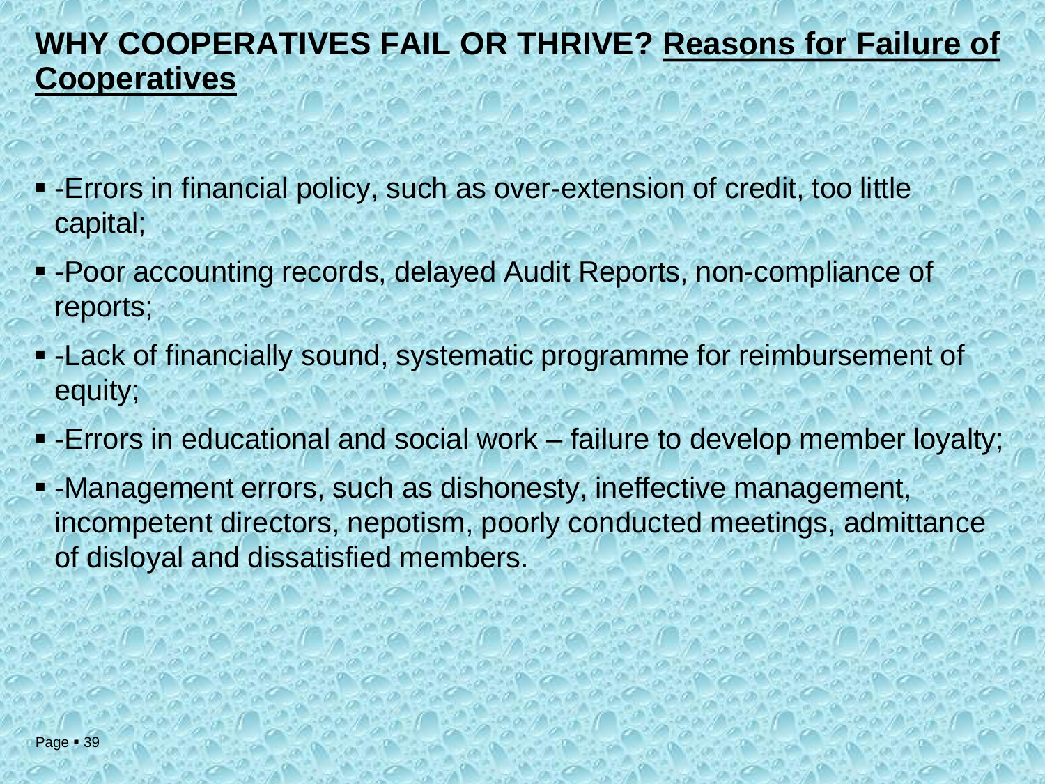## WHY COOPERATIVES FAIL OR THRIVE? Reasons for Failure of Cooperatives

- -Errors in financial policy, such as over-extension of credit, too little capital;
- -Poor accounting records, delayed Audit Reports, non-compliance of reports;
- -Lack of financially sound, systematic programme for reimbursement of equity;
- -Errors in educational and social work – failure to develop member loyalty;
- -Management errors, such as dishonesty, ineffective management, incompetent directors, nepotism, poorly conducted meetings, admittance of disloyal and dissatisfied members.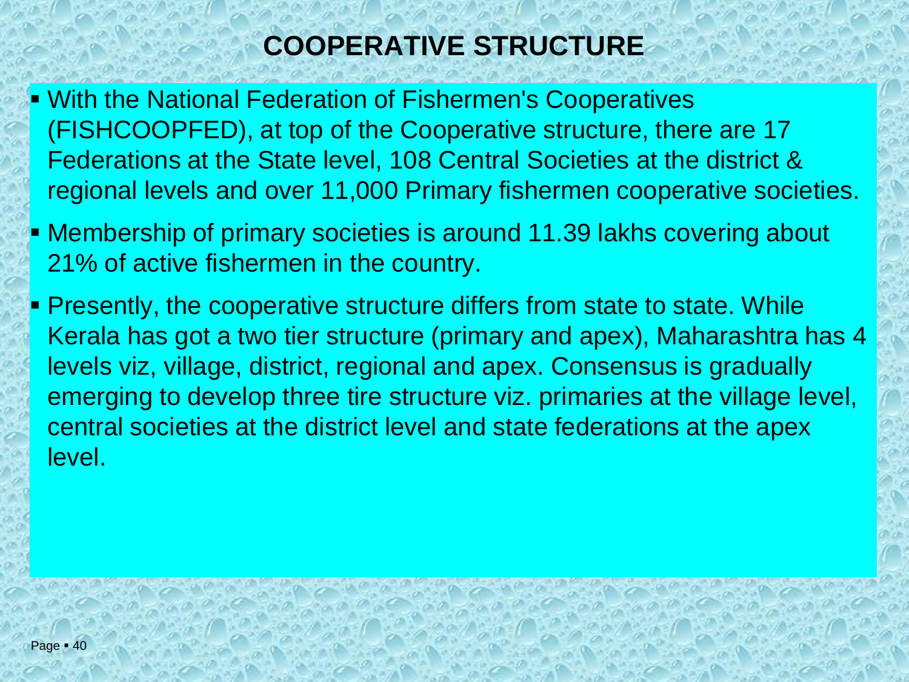# COOPERATIVE STRUCTURE

- With the National Federation of Fishermen's Cooperatives (FISHCOOPFED), at top of the Cooperative structure, there are 17 Federations at the State level, 108 Central Societies at the district & regional levels and over 11,000 Primary fishermen cooperative societies.
- Membership of primary societies is around 11.39 lakhs covering about 21% of active fishermen in the country.
- Presently, the cooperative structure differs from state to state. While Kerala has got a two tier structure (primary and apex), Maharashtra has 4 levels viz, village, district, regional and apex. Consensus is gradually emerging to develop three tire structure viz. primaries at the village level, central societies at the district level and state federations at the apex level.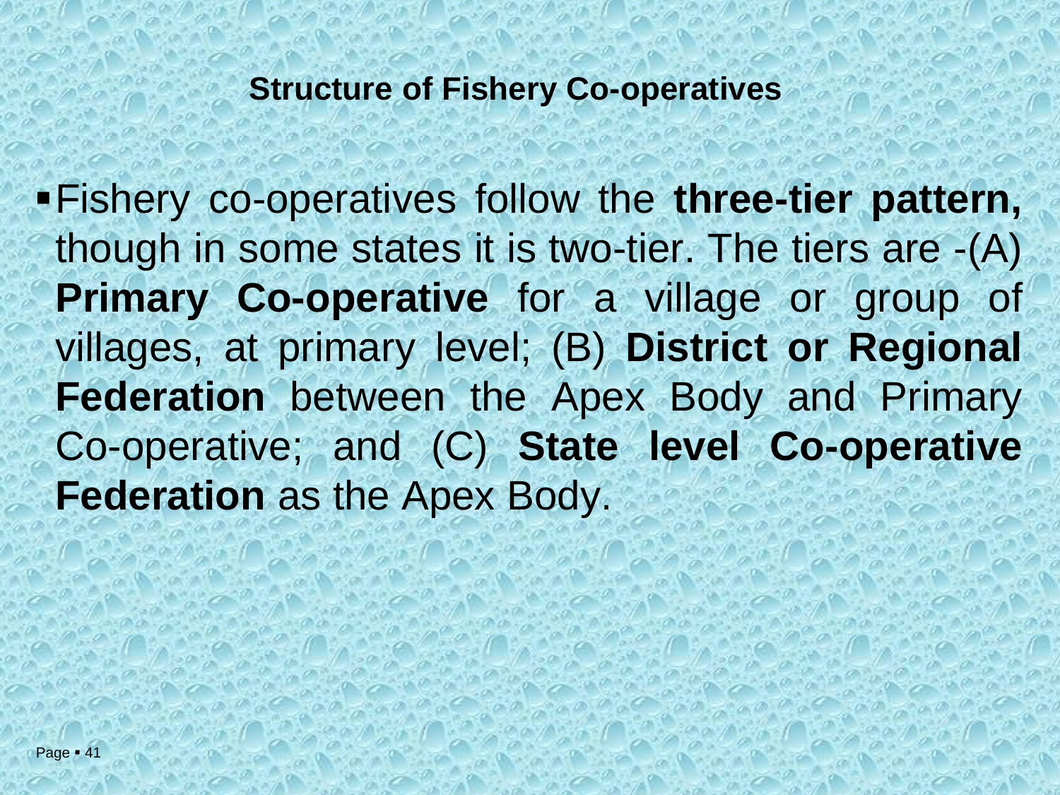## Structure of Fishery Co-operatives

- Fishery co-operatives follow the **three-tier pattern,** though in some states it is two-tier. The tiers are -(A) **Primary Co-operative** for a village or group of villages, at primary level; (B) **District or Regional Federation** between the Apex Body and Primary Co-operative; and (C) **State level Co-operative Federation** as the Apex Body.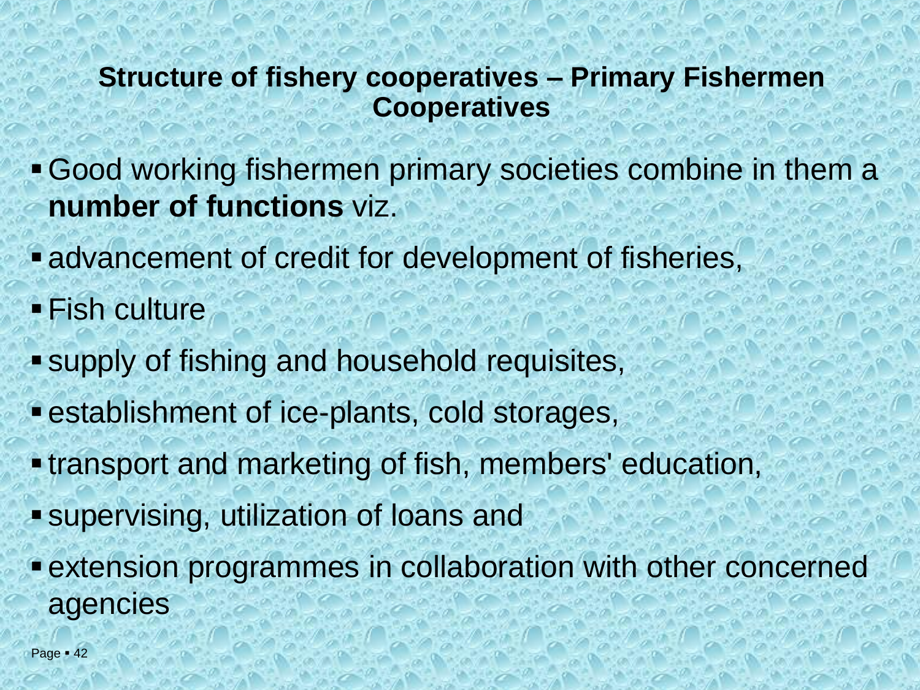## Structure of fishery cooperatives – Primary Fishermen Cooperatives

- Good working fishermen primary societies combine in them a **number of functions** viz.
- advancement of credit for development of fisheries,
- Fish culture
- supply of fishing and household requisites,
- establishment of ice-plants, cold storages,
- transport and marketing of fish, members' education,
- supervising, utilization of loans and
- extension programmes in collaboration with other concerned agencies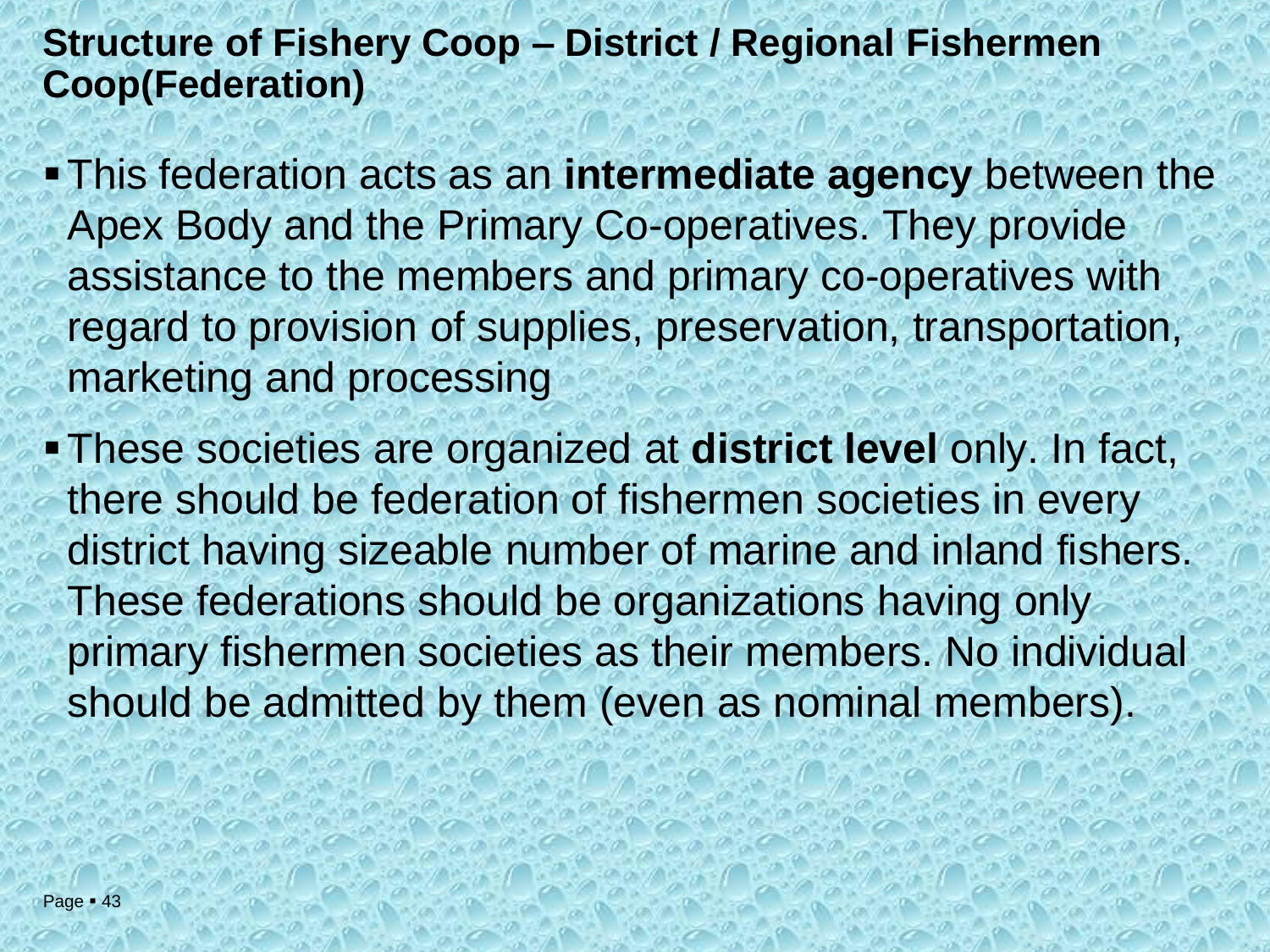## Structure of Fishery Coop – District / Regional Fishermen Coop(Federation)

- This federation acts as an **intermediate agency** between the Apex Body and the Primary Co-operatives. They provide assistance to the members and primary co-operatives with regard to provision of supplies, preservation, transportation, marketing and processing
- These societies are organized at **district level** only. In fact, there should be federation of fishermen societies in every district having sizeable number of marine and inland fishers. These federations should be organizations having only primary fishermen societies as their members. No individual should be admitted by them (even as nominal members).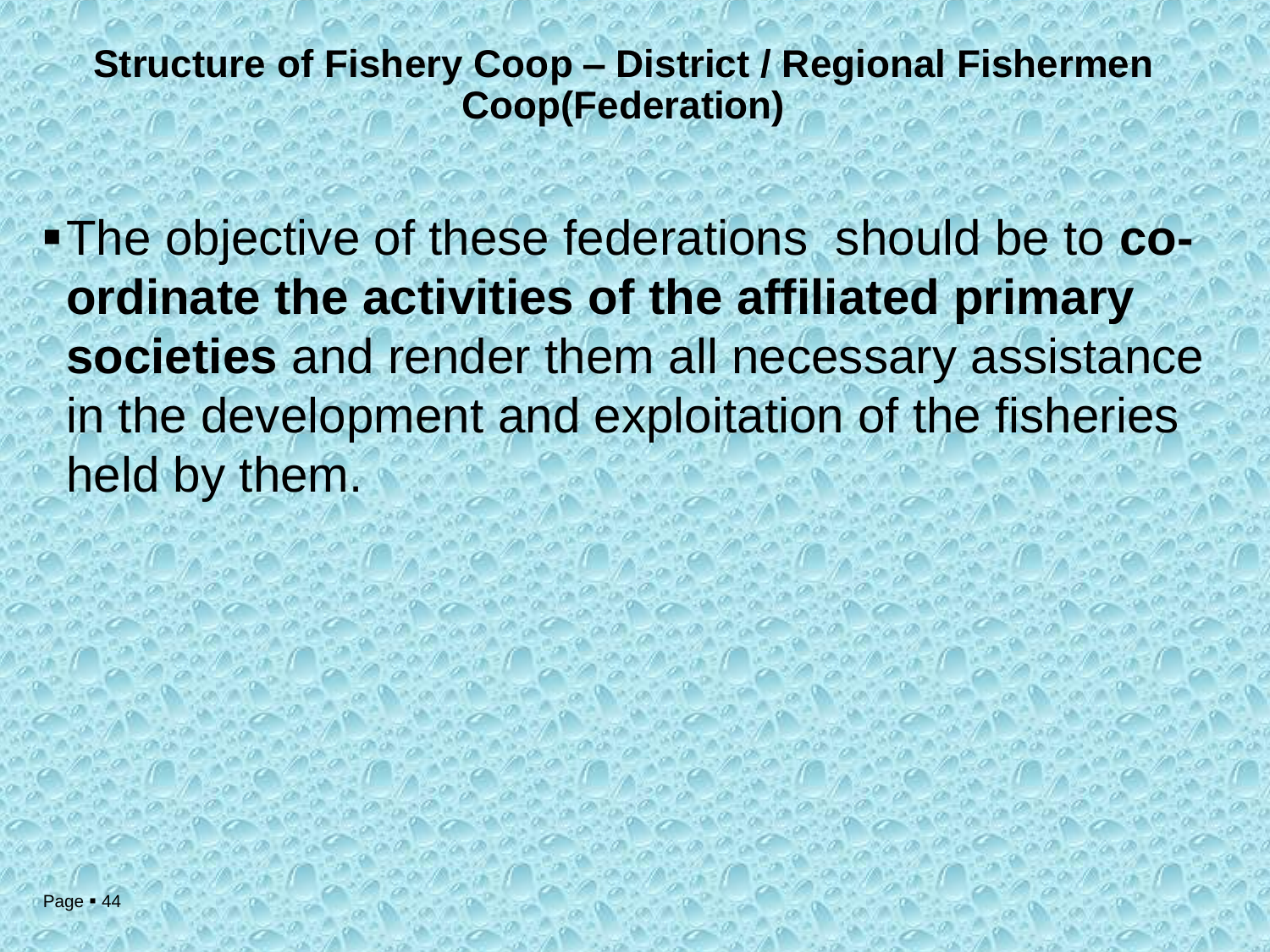## Structure of Fishery Coop – District / Regional Fishermen Coop(Federation)

- The objective of these federations should be to **co-ordinate the activities of the affiliated primary societies** and render them all necessary assistance in the development and exploitation of the fisheries held by them.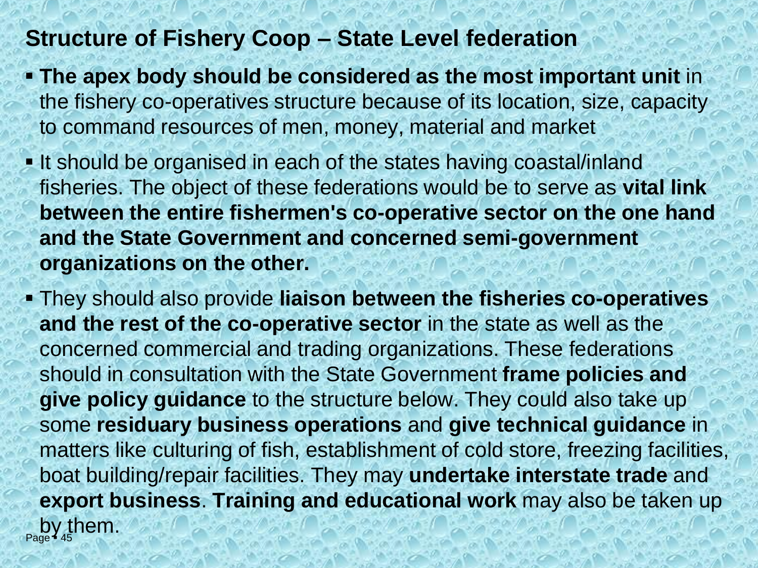## Structure of Fishery Coop – State Level federation

- **The apex body should be considered as the most important unit** in the fishery co-operatives structure because of its location, size, capacity to command resources of men, money, material and market
- It should be organised in each of the states having coastal/inland fisheries. The object of these federations would be to serve as **vital link between the entire fishermen's co-operative sector on the one hand and the State Government and concerned semi-government organizations on the other.**
- They should also provide **liaison between the fisheries co-operatives and the rest of the co-operative sector** in the state as well as the concerned commercial and trading organizations. These federations should in consultation with the State Government **frame policies and give policy guidance** to the structure below. They could also take up some **residuary business operations** and **give technical guidance** in matters like culturing of fish, establishment of cold store, freezing facilities, boat building/repair facilities. They may **undertake interstate trade** and **export business**. **Training and educational work** may also be taken up by them.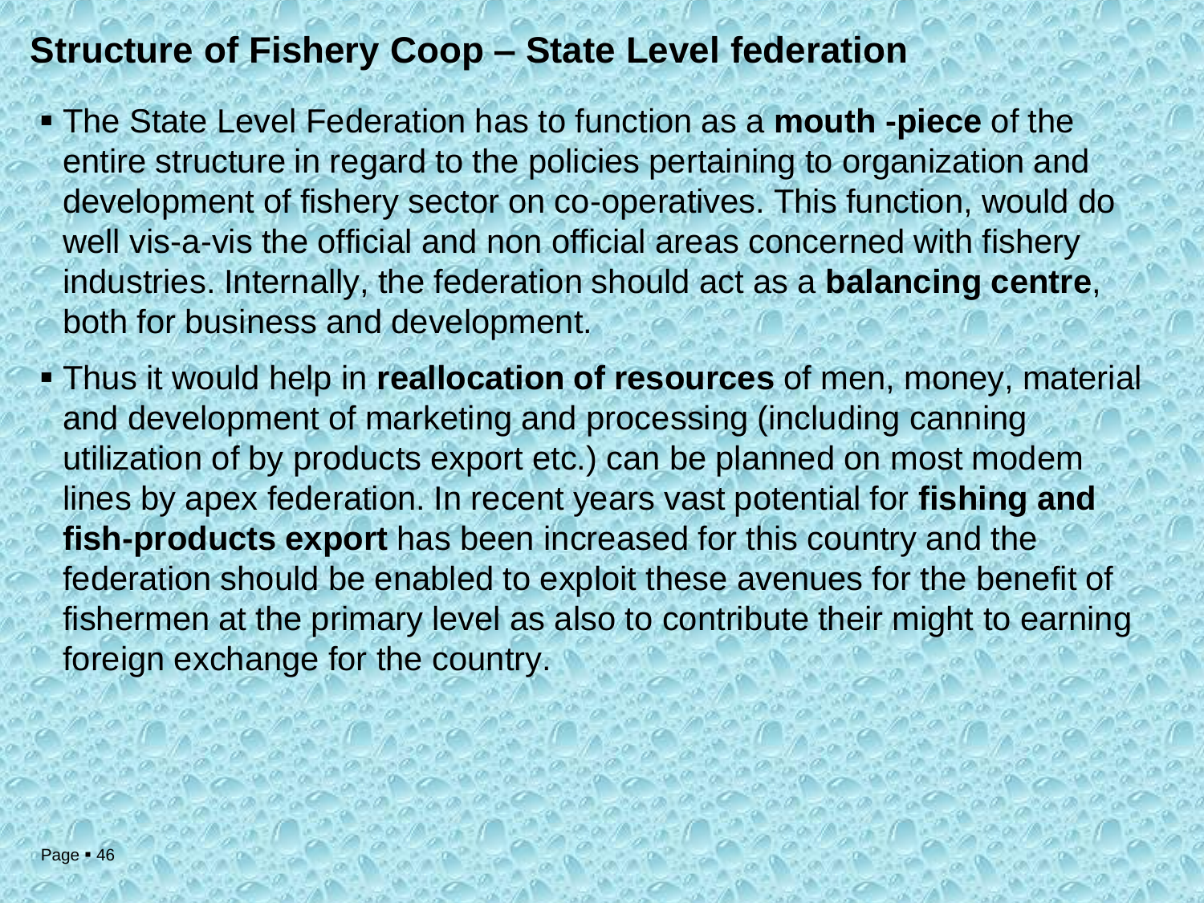## Structure of Fishery Coop – State Level federation

- The State Level Federation has to function as a **mouth -piece** of the entire structure in regard to the policies pertaining to organization and development of fishery sector on co-operatives. This function, would do well vis-a-vis the official and non official areas concerned with fishery industries. Internally, the federation should act as a **balancing centre**, both for business and development.
- Thus it would help in **reallocation of resources** of men, money, material and development of marketing and processing (including canning utilization of by products export etc.) can be planned on most modem lines by apex federation. In recent years vast potential for **fishing and fish-products export** has been increased for this country and the federation should be enabled to exploit these avenues for the benefit of fishermen at the primary level as also to contribute their might to earning foreign exchange for the country.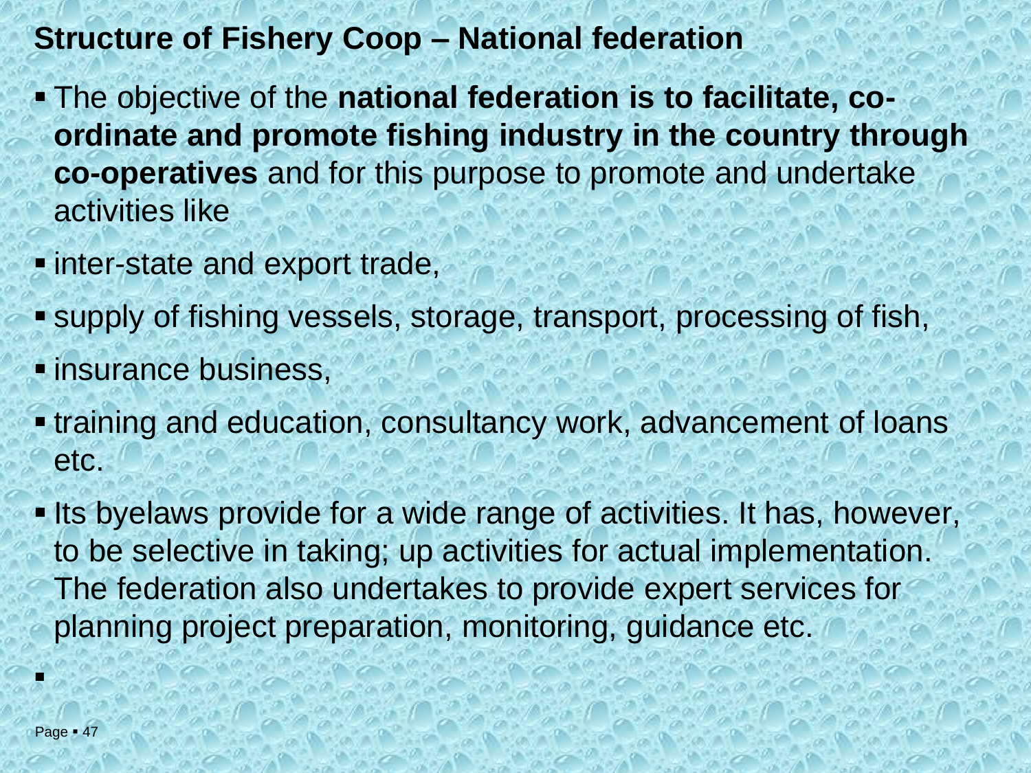## Structure of Fishery Coop – National federation

- The objective of the **national federation is to facilitate, co-ordinate and promote fishing industry in the country through co-operatives** and for this purpose to promote and undertake activities like
- inter-state and export trade,
- supply of fishing vessels, storage, transport, processing of fish,
- insurance business,
- training and education, consultancy work, advancement of loans etc.
- Its byelaws provide for a wide range of activities. It has, however, to be selective in taking; up activities for actual implementation. The federation also undertakes to provide expert services for planning project preparation, monitoring, guidance etc.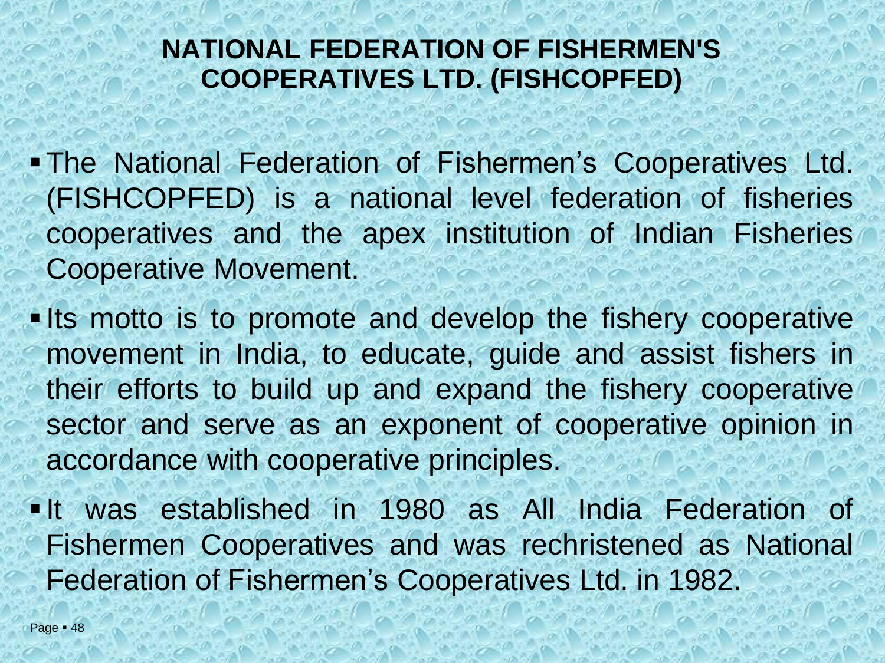# NATIONAL FEDERATION OF FISHERMEN'S COOPERATIVES LTD. (FISHCOPFED)

- The National Federation of Fishermen's Cooperatives Ltd. (FISHCOPFED) is a national level federation of fisheries cooperatives and the apex institution of Indian Fisheries Cooperative Movement.
- Its motto is to promote and develop the fishery cooperative movement in India, to educate, guide and assist fishers in their efforts to build up and expand the fishery cooperative sector and serve as an exponent of cooperative opinion in accordance with cooperative principles.
- It was established in 1980 as All India Federation of Fishermen Cooperatives and was rechristened as National Federation of Fishermen's Cooperatives Ltd. in 1982.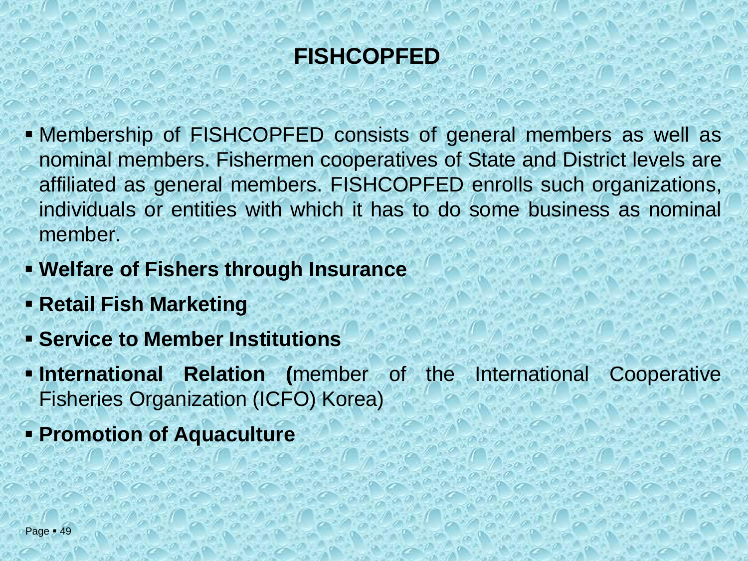# FISHCOPFED

- Membership of FISHCOPFED consists of general members as well as nominal members. Fishermen cooperatives of State and District levels are affiliated as general members. FISHCOPFED enrolls such organizations, individuals or entities with which it has to do some business as nominal member.
- **Welfare of Fishers through Insurance**
- **Retail Fish Marketing**
- **Service to Member Institutions**
- **International Relation (**member of the International Cooperative Fisheries Organization (ICFO) Korea)
- **Promotion of Aquaculture**